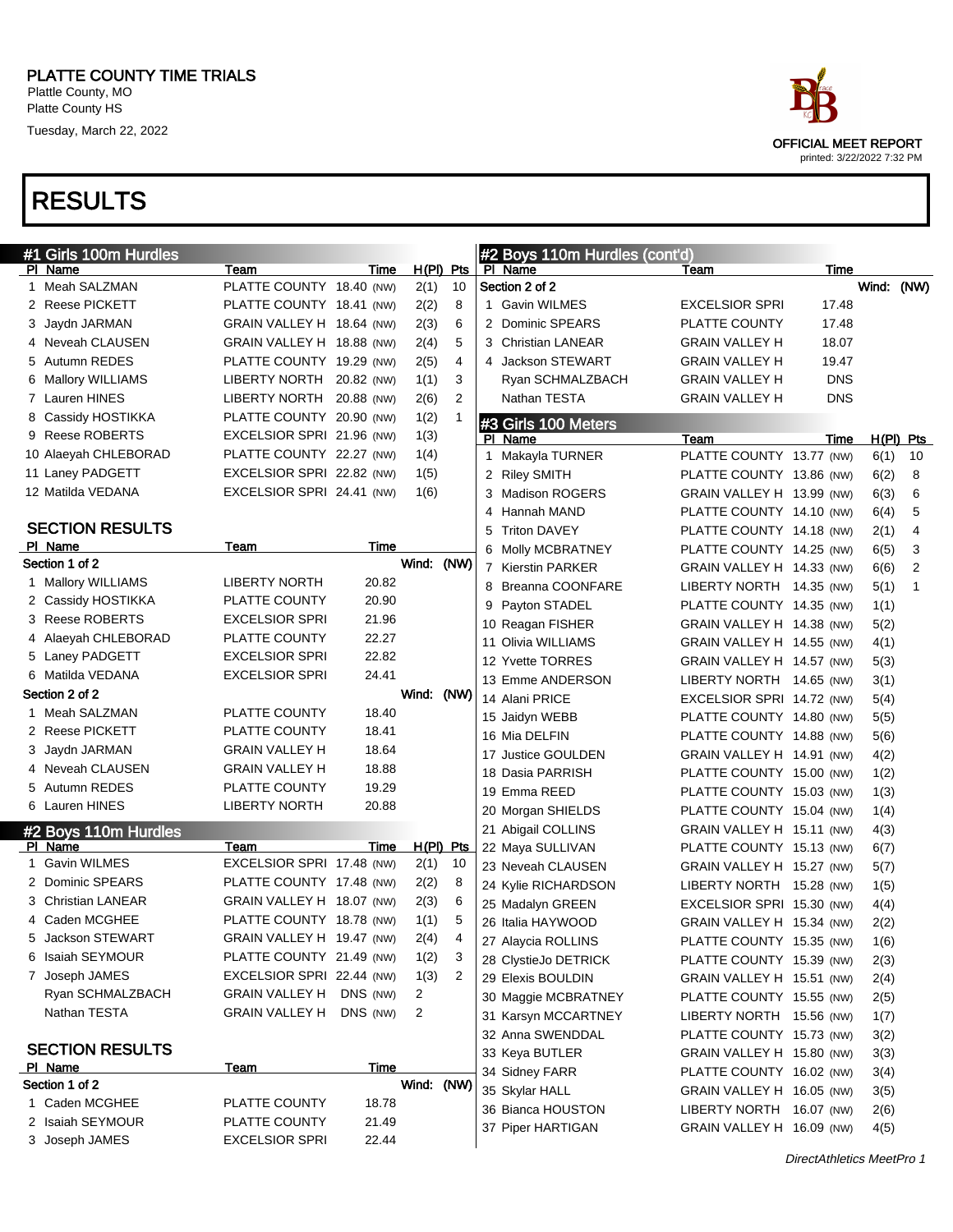# PLATTE COUNTY TIME TRIALS

Plattle County, MO
Platte County HS
Tuesday, March 22, 2022

OFFICIAL MEET REPORT
printed: 3/22/2022 7:32 PM

# RESULTS

## #1 Girls 100m Hurdles

| Pl | Name | Team | Time | | H(Pl) | Pts |
|---|---|---|---|---|---|---|
| 1 | Meah SALZMAN | PLATTE COUNTY | 18.40 | (NW) | 2(1) | 10 |
| 2 | Reese PICKETT | PLATTE COUNTY | 18.41 | (NW) | 2(2) | 8 |
| 3 | Jaydn JARMAN | GRAIN VALLEY H | 18.64 | (NW) | 2(3) | 6 |
| 4 | Neveah CLAUSEN | GRAIN VALLEY H | 18.88 | (NW) | 2(4) | 5 |
| 5 | Autumn REDES | PLATTE COUNTY | 19.29 | (NW) | 2(5) | 4 |
| 6 | Mallory WILLIAMS | LIBERTY NORTH | 20.82 | (NW) | 1(1) | 3 |
| 7 | Lauren HINES | LIBERTY NORTH | 20.88 | (NW) | 2(6) | 2 |
| 8 | Cassidy HOSTIKKA | PLATTE COUNTY | 20.90 | (NW) | 1(2) | 1 |
| 9 | Reese ROBERTS | EXCELSIOR SPRI | 21.96 | (NW) | 1(3) | |
| 10 | Alaeyah CHLEBORAD | PLATTE COUNTY | 22.27 | (NW) | 1(4) | |
| 11 | Laney PADGETT | EXCELSIOR SPRI | 22.82 | (NW) | 1(5) | |
| 12 | Matilda VEDANA | EXCELSIOR SPRI | 24.41 | (NW) | 1(6) | |

### SECTION RESULTS

| Pl | Name | Team | Time |
|---|---|---|---|
| **Section 1 of 2** | | | Wind: (NW) |
| 1 | Mallory WILLIAMS | LIBERTY NORTH | 20.82 |
| 2 | Cassidy HOSTIKKA | PLATTE COUNTY | 20.90 |
| 3 | Reese ROBERTS | EXCELSIOR SPRI | 21.96 |
| 4 | Alaeyah CHLEBORAD | PLATTE COUNTY | 22.27 |
| 5 | Laney PADGETT | EXCELSIOR SPRI | 22.82 |
| 6 | Matilda VEDANA | EXCELSIOR SPRI | 24.41 |
| **Section 2 of 2** | | | Wind: (NW) |
| 1 | Meah SALZMAN | PLATTE COUNTY | 18.40 |
| 2 | Reese PICKETT | PLATTE COUNTY | 18.41 |
| 3 | Jaydn JARMAN | GRAIN VALLEY H | 18.64 |
| 4 | Neveah CLAUSEN | GRAIN VALLEY H | 18.88 |
| 5 | Autumn REDES | PLATTE COUNTY | 19.29 |
| 6 | Lauren HINES | LIBERTY NORTH | 20.88 |

## #2 Boys 110m Hurdles

| Pl | Name | Team | Time | | H(Pl) | Pts |
|---|---|---|---|---|---|---|
| 1 | Gavin WILMES | EXCELSIOR SPRI | 17.48 | (NW) | 2(1) | 10 |
| 2 | Dominic SPEARS | PLATTE COUNTY | 17.48 | (NW) | 2(2) | 8 |
| 3 | Christian LANEAR | GRAIN VALLEY H | 18.07 | (NW) | 2(3) | 6 |
| 4 | Caden MCGHEE | PLATTE COUNTY | 18.78 | (NW) | 1(1) | 5 |
| 5 | Jackson STEWART | GRAIN VALLEY H | 19.47 | (NW) | 2(4) | 4 |
| 6 | Isaiah SEYMOUR | PLATTE COUNTY | 21.49 | (NW) | 1(2) | 3 |
| 7 | Joseph JAMES | EXCELSIOR SPRI | 22.44 | (NW) | 1(3) | 2 |
| | Ryan SCHMALZBACH | GRAIN VALLEY H | DNS | (NW) | 2 | |
| | Nathan TESTA | GRAIN VALLEY H | DNS | (NW) | 2 | |

### SECTION RESULTS

| Pl | Name | Team | Time |
|---|---|---|---|
| **Section 1 of 2** | | | Wind: (NW) |
| 1 | Caden MCGHEE | PLATTE COUNTY | 18.78 |
| 2 | Isaiah SEYMOUR | PLATTE COUNTY | 21.49 |
| 3 | Joseph JAMES | EXCELSIOR SPRI | 22.44 |

## #2 Boys 110m Hurdles (cont'd)

| Pl | Name | Team | Time |
|---|---|---|---|
| **Section 2 of 2** | | | Wind: (NW) |
| 1 | Gavin WILMES | EXCELSIOR SPRI | 17.48 |
| 2 | Dominic SPEARS | PLATTE COUNTY | 17.48 |
| 3 | Christian LANEAR | GRAIN VALLEY H | 18.07 |
| 4 | Jackson STEWART | GRAIN VALLEY H | 19.47 |
| | Ryan SCHMALZBACH | GRAIN VALLEY H | DNS |
| | Nathan TESTA | GRAIN VALLEY H | DNS |

## #3 Girls 100 Meters

| Pl | Name | Team | Time | | H(Pl) | Pts |
|---|---|---|---|---|---|---|
| 1 | Makayla TURNER | PLATTE COUNTY | 13.77 | (NW) | 6(1) | 10 |
| 2 | Riley SMITH | PLATTE COUNTY | 13.86 | (NW) | 6(2) | 8 |
| 3 | Madison ROGERS | GRAIN VALLEY H | 13.99 | (NW) | 6(3) | 6 |
| 4 | Hannah MAND | PLATTE COUNTY | 14.10 | (NW) | 6(4) | 5 |
| 5 | Triton DAVEY | PLATTE COUNTY | 14.18 | (NW) | 2(1) | 4 |
| 6 | Molly MCBRATNEY | PLATTE COUNTY | 14.25 | (NW) | 6(5) | 3 |
| 7 | Kierstin PARKER | GRAIN VALLEY H | 14.33 | (NW) | 6(6) | 2 |
| 8 | Breanna COONFARE | LIBERTY NORTH | 14.35 | (NW) | 5(1) | 1 |
| 9 | Payton STADEL | PLATTE COUNTY | 14.35 | (NW) | 1(1) | |
| 10 | Reagan FISHER | GRAIN VALLEY H | 14.38 | (NW) | 5(2) | |
| 11 | Olivia WILLIAMS | GRAIN VALLEY H | 14.55 | (NW) | 4(1) | |
| 12 | Yvette TORRES | GRAIN VALLEY H | 14.57 | (NW) | 5(3) | |
| 13 | Emme ANDERSON | LIBERTY NORTH | 14.65 | (NW) | 3(1) | |
| 14 | Alani PRICE | EXCELSIOR SPRI | 14.72 | (NW) | 5(4) | |
| 15 | Jaidyn WEBB | PLATTE COUNTY | 14.80 | (NW) | 5(5) | |
| 16 | Mia DELFIN | PLATTE COUNTY | 14.88 | (NW) | 5(6) | |
| 17 | Justice GOULDEN | GRAIN VALLEY H | 14.91 | (NW) | 4(2) | |
| 18 | Dasia PARRISH | PLATTE COUNTY | 15.00 | (NW) | 1(2) | |
| 19 | Emma REED | PLATTE COUNTY | 15.03 | (NW) | 1(3) | |
| 20 | Morgan SHIELDS | PLATTE COUNTY | 15.04 | (NW) | 1(4) | |
| 21 | Abigail COLLINS | GRAIN VALLEY H | 15.11 | (NW) | 4(3) | |
| 22 | Maya SULLIVAN | PLATTE COUNTY | 15.13 | (NW) | 6(7) | |
| 23 | Neveah CLAUSEN | GRAIN VALLEY H | 15.27 | (NW) | 5(7) | |
| 24 | Kylie RICHARDSON | LIBERTY NORTH | 15.28 | (NW) | 1(5) | |
| 25 | Madalyn GREEN | EXCELSIOR SPRI | 15.30 | (NW) | 4(4) | |
| 26 | Italia HAYWOOD | GRAIN VALLEY H | 15.34 | (NW) | 2(2) | |
| 27 | Alaycia ROLLINS | PLATTE COUNTY | 15.35 | (NW) | 1(6) | |
| 28 | ClystieJo DETRICK | PLATTE COUNTY | 15.39 | (NW) | 2(3) | |
| 29 | Elexis BOULDIN | GRAIN VALLEY H | 15.51 | (NW) | 2(4) | |
| 30 | Maggie MCBRATNEY | PLATTE COUNTY | 15.55 | (NW) | 2(5) | |
| 31 | Karsyn MCCARTNEY | LIBERTY NORTH | 15.56 | (NW) | 1(7) | |
| 32 | Anna SWENDDAL | PLATTE COUNTY | 15.73 | (NW) | 3(2) | |
| 33 | Keya BUTLER | GRAIN VALLEY H | 15.80 | (NW) | 3(3) | |
| 34 | Sidney FARR | PLATTE COUNTY | 16.02 | (NW) | 3(4) | |
| 35 | Skylar HALL | GRAIN VALLEY H | 16.05 | (NW) | 3(5) | |
| 36 | Bianca HOUSTON | LIBERTY NORTH | 16.07 | (NW) | 2(6) | |
| 37 | Piper HARTIGAN | GRAIN VALLEY H | 16.09 | (NW) | 4(5) | |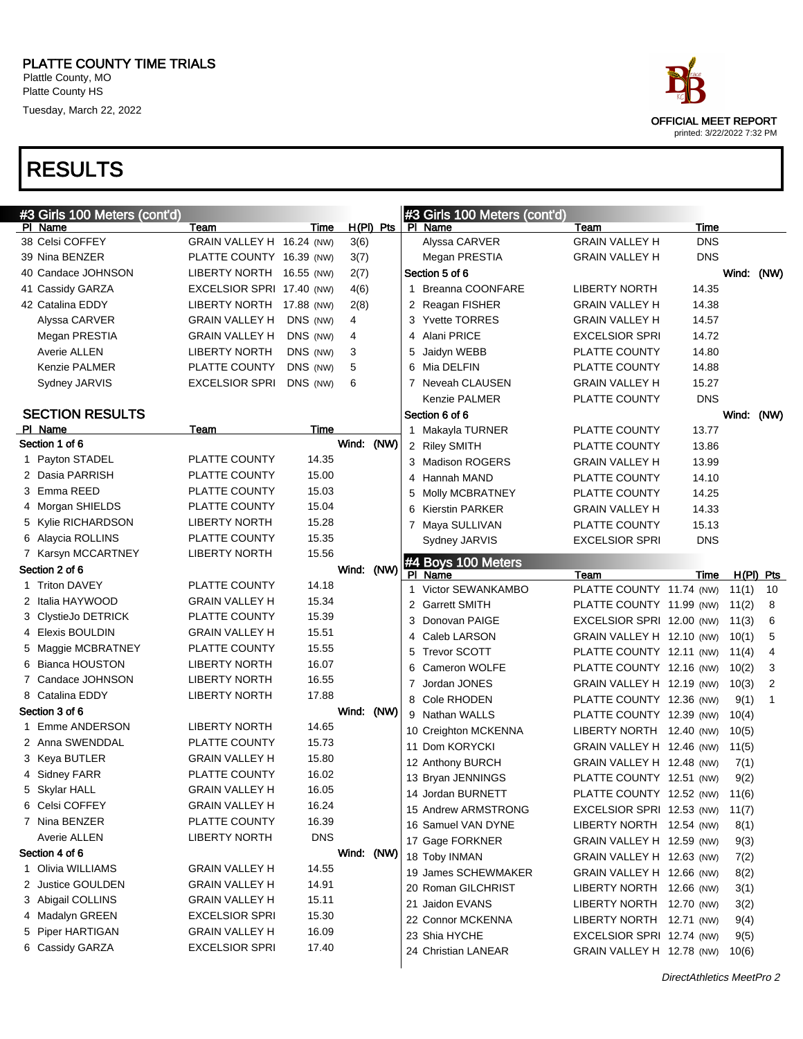# PLATTE COUNTY TIME TRIALS

Plattle County, MO
Platte County HS
Tuesday, March 22, 2022

OFFICIAL MEET REPORT
printed: 3/22/2022 7:32 PM

# RESULTS

## #3 Girls 100 Meters (cont'd)

| Pl | Name | Team | Time | H(Pl) | Pts |
|---|---|---|---|---|---|
| 38 | Celsi COFFEY | GRAIN VALLEY H | 16.24 (NW) | 3(6) | |
| 39 | Nina BENZER | PLATTE COUNTY | 16.39 (NW) | 3(7) | |
| 40 | Candace JOHNSON | LIBERTY NORTH | 16.55 (NW) | 2(7) | |
| 41 | Cassidy GARZA | EXCELSIOR SPRI | 17.40 (NW) | 4(6) | |
| 42 | Catalina EDDY | LIBERTY NORTH | 17.88 (NW) | 2(8) | |
| | Alyssa CARVER | GRAIN VALLEY H | DNS (NW) | 4 | |
| | Megan PRESTIA | GRAIN VALLEY H | DNS (NW) | 4 | |
| | Averie ALLEN | LIBERTY NORTH | DNS (NW) | 3 | |
| | Kenzie PALMER | PLATTE COUNTY | DNS (NW) | 5 | |
| | Sydney JARVIS | EXCELSIOR SPRI | DNS (NW) | 6 | |

### SECTION RESULTS

| Pl | Name | Team | Time |
|---|---|---|---|
| **Section 1 of 6** | | | **Wind: (NW)** |
| 1 | Payton STADEL | PLATTE COUNTY | 14.35 |
| 2 | Dasia PARRISH | PLATTE COUNTY | 15.00 |
| 3 | Emma REED | PLATTE COUNTY | 15.03 |
| 4 | Morgan SHIELDS | PLATTE COUNTY | 15.04 |
| 5 | Kylie RICHARDSON | LIBERTY NORTH | 15.28 |
| 6 | Alaycia ROLLINS | PLATTE COUNTY | 15.35 |
| 7 | Karsyn MCCARTNEY | LIBERTY NORTH | 15.56 |
| **Section 2 of 6** | | | **Wind: (NW)** |
| 1 | Triton DAVEY | PLATTE COUNTY | 14.18 |
| 2 | Italia HAYWOOD | GRAIN VALLEY H | 15.34 |
| 3 | ClystieJo DETRICK | PLATTE COUNTY | 15.39 |
| 4 | Elexis BOULDIN | GRAIN VALLEY H | 15.51 |
| 5 | Maggie MCBRATNEY | PLATTE COUNTY | 15.55 |
| 6 | Bianca HOUSTON | LIBERTY NORTH | 16.07 |
| 7 | Candace JOHNSON | LIBERTY NORTH | 16.55 |
| 8 | Catalina EDDY | LIBERTY NORTH | 17.88 |
| **Section 3 of 6** | | | **Wind: (NW)** |
| 1 | Emme ANDERSON | LIBERTY NORTH | 14.65 |
| 2 | Anna SWENDDAL | PLATTE COUNTY | 15.73 |
| 3 | Keya BUTLER | GRAIN VALLEY H | 15.80 |
| 4 | Sidney FARR | PLATTE COUNTY | 16.02 |
| 5 | Skylar HALL | GRAIN VALLEY H | 16.05 |
| 6 | Celsi COFFEY | GRAIN VALLEY H | 16.24 |
| 7 | Nina BENZER | PLATTE COUNTY | 16.39 |
| | Averie ALLEN | LIBERTY NORTH | DNS |
| **Section 4 of 6** | | | **Wind: (NW)** |
| 1 | Olivia WILLIAMS | GRAIN VALLEY H | 14.55 |
| 2 | Justice GOULDEN | GRAIN VALLEY H | 14.91 |
| 3 | Abigail COLLINS | GRAIN VALLEY H | 15.11 |
| 4 | Madalyn GREEN | EXCELSIOR SPRI | 15.30 |
| 5 | Piper HARTIGAN | GRAIN VALLEY H | 16.09 |
| 6 | Cassidy GARZA | EXCELSIOR SPRI | 17.40 |
| | Alyssa CARVER | GRAIN VALLEY H | DNS |
| | Megan PRESTIA | GRAIN VALLEY H | DNS |
| **Section 5 of 6** | | | **Wind: (NW)** |
| 1 | Breanna COONFARE | LIBERTY NORTH | 14.35 |
| 2 | Reagan FISHER | GRAIN VALLEY H | 14.38 |
| 3 | Yvette TORRES | GRAIN VALLEY H | 14.57 |
| 4 | Alani PRICE | EXCELSIOR SPRI | 14.72 |
| 5 | Jaidyn WEBB | PLATTE COUNTY | 14.80 |
| 6 | Mia DELFIN | PLATTE COUNTY | 14.88 |
| 7 | Neveah CLAUSEN | GRAIN VALLEY H | 15.27 |
| | Kenzie PALMER | PLATTE COUNTY | DNS |
| **Section 6 of 6** | | | **Wind: (NW)** |
| 1 | Makayla TURNER | PLATTE COUNTY | 13.77 |
| 2 | Riley SMITH | PLATTE COUNTY | 13.86 |
| 3 | Madison ROGERS | GRAIN VALLEY H | 13.99 |
| 4 | Hannah MAND | PLATTE COUNTY | 14.10 |
| 5 | Molly MCBRATNEY | PLATTE COUNTY | 14.25 |
| 6 | Kierstin PARKER | GRAIN VALLEY H | 14.33 |
| 7 | Maya SULLIVAN | PLATTE COUNTY | 15.13 |
| | Sydney JARVIS | EXCELSIOR SPRI | DNS |

## #4 Boys 100 Meters

| Pl | Name | Team | Time | H(Pl) | Pts |
|---|---|---|---|---|---|
| 1 | Victor SEWANKAMBO | PLATTE COUNTY | 11.74 (NW) | 11(1) | 10 |
| 2 | Garrett SMITH | PLATTE COUNTY | 11.99 (NW) | 11(2) | 8 |
| 3 | Donovan PAIGE | EXCELSIOR SPRI | 12.00 (NW) | 11(3) | 6 |
| 4 | Caleb LARSON | GRAIN VALLEY H | 12.10 (NW) | 10(1) | 5 |
| 5 | Trevor SCOTT | PLATTE COUNTY | 12.11 (NW) | 11(4) | 4 |
| 6 | Cameron WOLFE | PLATTE COUNTY | 12.16 (NW) | 10(2) | 3 |
| 7 | Jordan JONES | GRAIN VALLEY H | 12.19 (NW) | 10(3) | 2 |
| 8 | Cole RHODEN | PLATTE COUNTY | 12.36 (NW) | 9(1) | 1 |
| 9 | Nathan WALLS | PLATTE COUNTY | 12.39 (NW) | 10(4) | |
| 10 | Creighton MCKENNA | LIBERTY NORTH | 12.40 (NW) | 10(5) | |
| 11 | Dom KORYCKI | GRAIN VALLEY H | 12.46 (NW) | 11(5) | |
| 12 | Anthony BURCH | GRAIN VALLEY H | 12.48 (NW) | 7(1) | |
| 13 | Bryan JENNINGS | PLATTE COUNTY | 12.51 (NW) | 9(2) | |
| 14 | Jordan BURNETT | PLATTE COUNTY | 12.52 (NW) | 11(6) | |
| 15 | Andrew ARMSTRONG | EXCELSIOR SPRI | 12.53 (NW) | 11(7) | |
| 16 | Samuel VAN DYNE | LIBERTY NORTH | 12.54 (NW) | 8(1) | |
| 17 | Gage FORKNER | GRAIN VALLEY H | 12.59 (NW) | 9(3) | |
| 18 | Toby INMAN | GRAIN VALLEY H | 12.63 (NW) | 7(2) | |
| 19 | James SCHEWMAKER | GRAIN VALLEY H | 12.66 (NW) | 8(2) | |
| 20 | Roman GILCHRIST | LIBERTY NORTH | 12.66 (NW) | 3(1) | |
| 21 | Jaidon EVANS | LIBERTY NORTH | 12.70 (NW) | 3(2) | |
| 22 | Connor MCKENNA | LIBERTY NORTH | 12.71 (NW) | 9(4) | |
| 23 | Shia HYCHE | EXCELSIOR SPRI | 12.74 (NW) | 9(5) | |
| 24 | Christian LANEAR | GRAIN VALLEY H | 12.78 (NW) | 10(6) | |

DirectAthletics MeetPro 2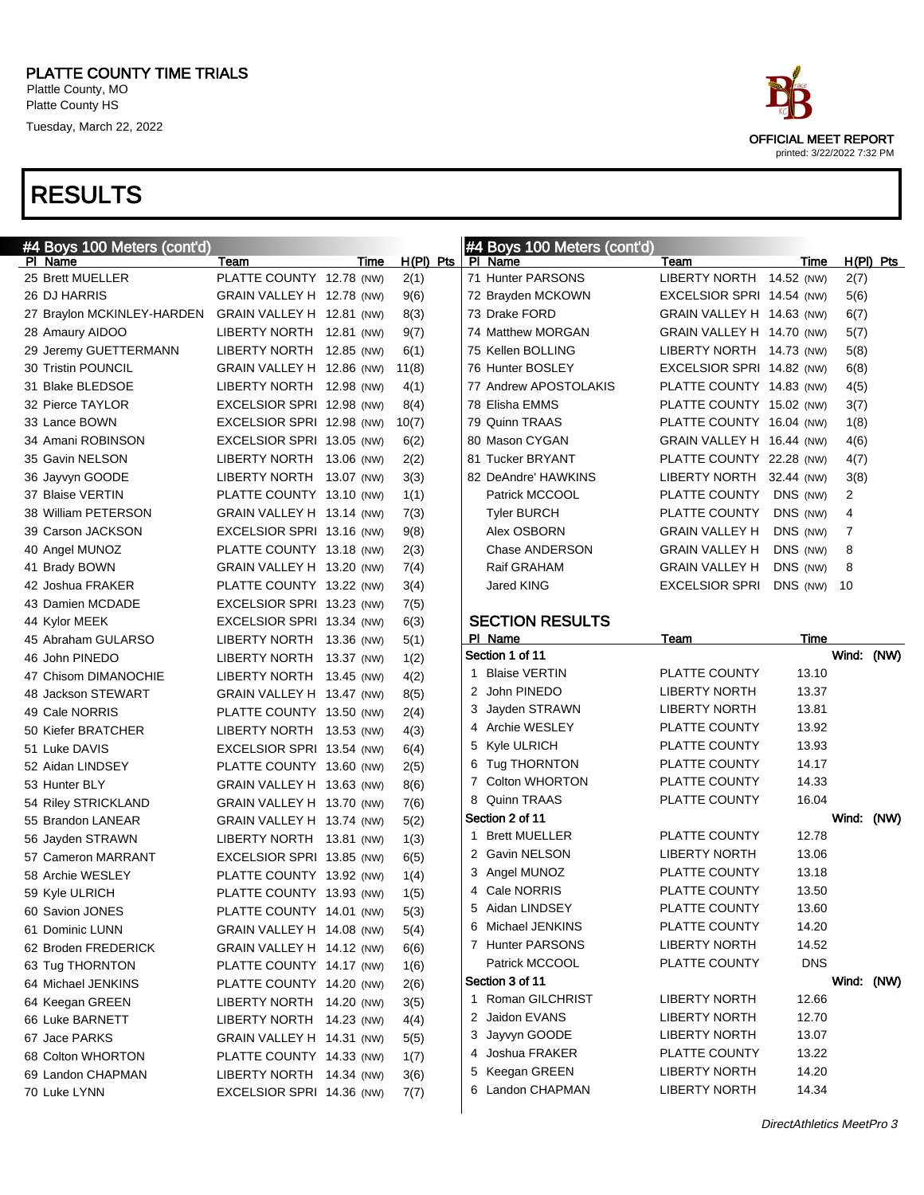PLATTE COUNTY TIME TRIALS
Plattle County, MO
Platte County HS
Tuesday, March 22, 2022

OFFICIAL MEET REPORT
printed: 3/22/2022 7:32 PM

# RESULTS

## #4 Boys 100 Meters (cont'd)

| Pl | Name | Team | Time | | H(Pl) | Pts |
|---|---|---|---|---|---|---|
| 25 | Brett MUELLER | PLATTE COUNTY | 12.78 | (NW) | 2(1) | |
| 26 | DJ HARRIS | GRAIN VALLEY H | 12.78 | (NW) | 9(6) | |
| 27 | Braylon MCKINLEY-HARDEN | GRAIN VALLEY H | 12.81 | (NW) | 8(3) | |
| 28 | Amaury AIDOO | LIBERTY NORTH | 12.81 | (NW) | 9(7) | |
| 29 | Jeremy GUETTERMANN | LIBERTY NORTH | 12.85 | (NW) | 6(1) | |
| 30 | Tristin POUNCIL | GRAIN VALLEY H | 12.86 | (NW) | 11(8) | |
| 31 | Blake BLEDSOE | LIBERTY NORTH | 12.98 | (NW) | 4(1) | |
| 32 | Pierce TAYLOR | EXCELSIOR SPRI | 12.98 | (NW) | 8(4) | |
| 33 | Lance BOWN | EXCELSIOR SPRI | 12.98 | (NW) | 10(7) | |
| 34 | Amani ROBINSON | EXCELSIOR SPRI | 13.05 | (NW) | 6(2) | |
| 35 | Gavin NELSON | LIBERTY NORTH | 13.06 | (NW) | 2(2) | |
| 36 | Jayvyn GOODE | LIBERTY NORTH | 13.07 | (NW) | 3(3) | |
| 37 | Blaise VERTIN | PLATTE COUNTY | 13.10 | (NW) | 1(1) | |
| 38 | William PETERSON | GRAIN VALLEY H | 13.14 | (NW) | 7(3) | |
| 39 | Carson JACKSON | EXCELSIOR SPRI | 13.16 | (NW) | 9(8) | |
| 40 | Angel MUNOZ | PLATTE COUNTY | 13.18 | (NW) | 2(3) | |
| 41 | Brady BOWN | GRAIN VALLEY H | 13.20 | (NW) | 7(4) | |
| 42 | Joshua FRAKER | PLATTE COUNTY | 13.22 | (NW) | 3(4) | |
| 43 | Damien MCDADE | EXCELSIOR SPRI | 13.23 | (NW) | 7(5) | |
| 44 | Kylor MEEK | EXCELSIOR SPRI | 13.34 | (NW) | 6(3) | |
| 45 | Abraham GULARSO | LIBERTY NORTH | 13.36 | (NW) | 5(1) | |
| 46 | John PINEDO | LIBERTY NORTH | 13.37 | (NW) | 1(2) | |
| 47 | Chisom DIMANOCHIE | LIBERTY NORTH | 13.45 | (NW) | 4(2) | |
| 48 | Jackson STEWART | GRAIN VALLEY H | 13.47 | (NW) | 8(5) | |
| 49 | Cale NORRIS | PLATTE COUNTY | 13.50 | (NW) | 2(4) | |
| 50 | Kiefer BRATCHER | LIBERTY NORTH | 13.53 | (NW) | 4(3) | |
| 51 | Luke DAVIS | EXCELSIOR SPRI | 13.54 | (NW) | 6(4) | |
| 52 | Aidan LINDSEY | PLATTE COUNTY | 13.60 | (NW) | 2(5) | |
| 53 | Hunter BLY | GRAIN VALLEY H | 13.63 | (NW) | 8(6) | |
| 54 | Riley STRICKLAND | GRAIN VALLEY H | 13.70 | (NW) | 7(6) | |
| 55 | Brandon LANEAR | GRAIN VALLEY H | 13.74 | (NW) | 5(2) | |
| 56 | Jayden STRAWN | LIBERTY NORTH | 13.81 | (NW) | 1(3) | |
| 57 | Cameron MARRANT | EXCELSIOR SPRI | 13.85 | (NW) | 6(5) | |
| 58 | Archie WESLEY | PLATTE COUNTY | 13.92 | (NW) | 1(4) | |
| 59 | Kyle ULRICH | PLATTE COUNTY | 13.93 | (NW) | 1(5) | |
| 60 | Savion JONES | PLATTE COUNTY | 14.01 | (NW) | 5(3) | |
| 61 | Dominic LUNN | GRAIN VALLEY H | 14.08 | (NW) | 5(4) | |
| 62 | Broden FREDERICK | GRAIN VALLEY H | 14.12 | (NW) | 6(6) | |
| 63 | Tug THORNTON | PLATTE COUNTY | 14.17 | (NW) | 1(6) | |
| 64 | Michael JENKINS | PLATTE COUNTY | 14.20 | (NW) | 2(6) | |
| 64 | Keegan GREEN | LIBERTY NORTH | 14.20 | (NW) | 3(5) | |
| 66 | Luke BARNETT | LIBERTY NORTH | 14.23 | (NW) | 4(4) | |
| 67 | Jace PARKS | GRAIN VALLEY H | 14.31 | (NW) | 5(5) | |
| 68 | Colton WHORTON | PLATTE COUNTY | 14.33 | (NW) | 1(7) | |
| 69 | Landon CHAPMAN | LIBERTY NORTH | 14.34 | (NW) | 3(6) | |
| 70 | Luke LYNN | EXCELSIOR SPRI | 14.36 | (NW) | 7(7) | |
| 71 | Hunter PARSONS | LIBERTY NORTH | 14.52 | (NW) | 2(7) | |
| 72 | Brayden MCKOWN | EXCELSIOR SPRI | 14.54 | (NW) | 5(6) | |
| 73 | Drake FORD | GRAIN VALLEY H | 14.63 | (NW) | 6(7) | |
| 74 | Matthew MORGAN | GRAIN VALLEY H | 14.70 | (NW) | 5(7) | |
| 75 | Kellen BOLLING | LIBERTY NORTH | 14.73 | (NW) | 5(8) | |
| 76 | Hunter BOSLEY | EXCELSIOR SPRI | 14.82 | (NW) | 6(8) | |
| 77 | Andrew APOSTOLAKIS | PLATTE COUNTY | 14.83 | (NW) | 4(5) | |
| 78 | Elisha EMMS | PLATTE COUNTY | 15.02 | (NW) | 3(7) | |
| 79 | Quinn TRAAS | PLATTE COUNTY | 16.04 | (NW) | 1(8) | |
| 80 | Mason CYGAN | GRAIN VALLEY H | 16.44 | (NW) | 4(6) | |
| 81 | Tucker BRYANT | PLATTE COUNTY | 22.28 | (NW) | 4(7) | |
| 82 | DeAndre' HAWKINS | LIBERTY NORTH | 32.44 | (NW) | 3(8) | |
| | Patrick MCCOOL | PLATTE COUNTY | DNS | (NW) | 2 | |
| | Tyler BURCH | PLATTE COUNTY | DNS | (NW) | 4 | |
| | Alex OSBORN | GRAIN VALLEY H | DNS | (NW) | 7 | |
| | Chase ANDERSON | GRAIN VALLEY H | DNS | (NW) | 8 | |
| | Raif GRAHAM | GRAIN VALLEY H | DNS | (NW) | 8 | |
| | Jared KING | EXCELSIOR SPRI | DNS | (NW) | 10 | |

### SECTION RESULTS

| Pl | Name | Team | Time |
|---|---|---|---|
| **Section 1 of 11** | | | Wind: (NW) |
| 1 | Blaise VERTIN | PLATTE COUNTY | 13.10 |
| 2 | John PINEDO | LIBERTY NORTH | 13.37 |
| 3 | Jayden STRAWN | LIBERTY NORTH | 13.81 |
| 4 | Archie WESLEY | PLATTE COUNTY | 13.92 |
| 5 | Kyle ULRICH | PLATTE COUNTY | 13.93 |
| 6 | Tug THORNTON | PLATTE COUNTY | 14.17 |
| 7 | Colton WHORTON | PLATTE COUNTY | 14.33 |
| 8 | Quinn TRAAS | PLATTE COUNTY | 16.04 |
| **Section 2 of 11** | | | Wind: (NW) |
| 1 | Brett MUELLER | PLATTE COUNTY | 12.78 |
| 2 | Gavin NELSON | LIBERTY NORTH | 13.06 |
| 3 | Angel MUNOZ | PLATTE COUNTY | 13.18 |
| 4 | Cale NORRIS | PLATTE COUNTY | 13.50 |
| 5 | Aidan LINDSEY | PLATTE COUNTY | 13.60 |
| 6 | Michael JENKINS | PLATTE COUNTY | 14.20 |
| 7 | Hunter PARSONS | LIBERTY NORTH | 14.52 |
| | Patrick MCCOOL | PLATTE COUNTY | DNS |
| **Section 3 of 11** | | | Wind: (NW) |
| 1 | Roman GILCHRIST | LIBERTY NORTH | 12.66 |
| 2 | Jaidon EVANS | LIBERTY NORTH | 12.70 |
| 3 | Jayvyn GOODE | LIBERTY NORTH | 13.07 |
| 4 | Joshua FRAKER | PLATTE COUNTY | 13.22 |
| 5 | Keegan GREEN | LIBERTY NORTH | 14.20 |
| 6 | Landon CHAPMAN | LIBERTY NORTH | 14.34 |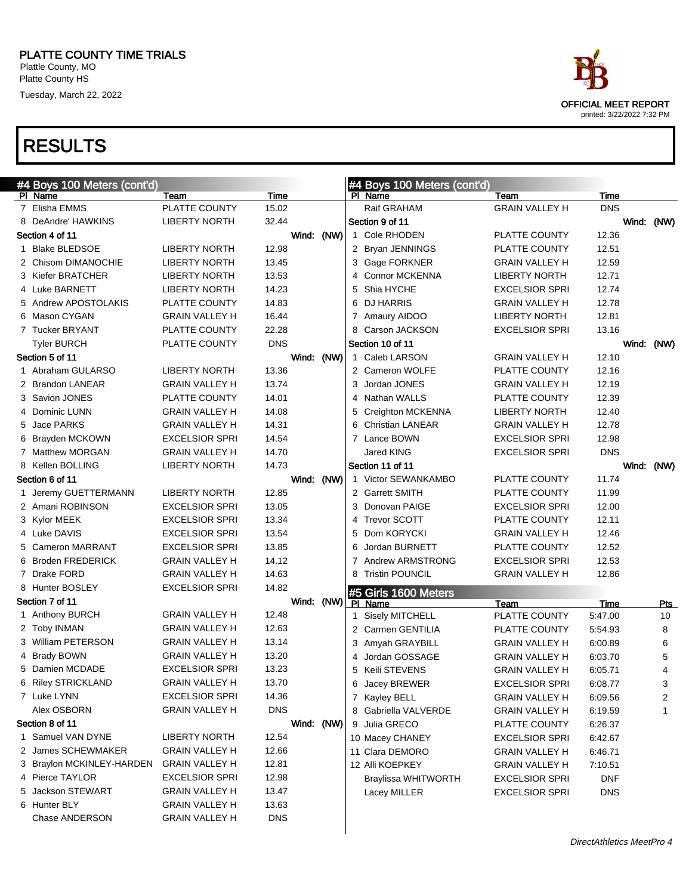# PLATTE COUNTY TIME TRIALS

Plattle County, MO
Platte County HS
Tuesday, March 22, 2022

OFFICIAL MEET REPORT
printed: 3/22/2022 7:32 PM

# RESULTS

## #4 Boys 100 Meters (cont'd)

| Pl | Name | Team | Time |
|---|---|---|---|
| 7 | Elisha EMMS | PLATTE COUNTY | 15.02 |
| 8 | DeAndre' HAWKINS | LIBERTY NORTH | 32.44 |

**Section 4 of 11** Wind: (NW)

| Pl | Name | Team | Time |
|---|---|---|---|
| 1 | Blake BLEDSOE | LIBERTY NORTH | 12.98 |
| 2 | Chisom DIMANOCHIE | LIBERTY NORTH | 13.45 |
| 3 | Kiefer BRATCHER | LIBERTY NORTH | 13.53 |
| 4 | Luke BARNETT | LIBERTY NORTH | 14.23 |
| 5 | Andrew APOSTOLAKIS | PLATTE COUNTY | 14.83 |
| 6 | Mason CYGAN | GRAIN VALLEY H | 16.44 |
| 7 | Tucker BRYANT | PLATTE COUNTY | 22.28 |
| | Tyler BURCH | PLATTE COUNTY | DNS |

**Section 5 of 11** Wind: (NW)

| Pl | Name | Team | Time |
|---|---|---|---|
| 1 | Abraham GULARSO | LIBERTY NORTH | 13.36 |
| 2 | Brandon LANEAR | GRAIN VALLEY H | 13.74 |
| 3 | Savion JONES | PLATTE COUNTY | 14.01 |
| 4 | Dominic LUNN | GRAIN VALLEY H | 14.08 |
| 5 | Jace PARKS | GRAIN VALLEY H | 14.31 |
| 6 | Brayden MCKOWN | EXCELSIOR SPRI | 14.54 |
| 7 | Matthew MORGAN | GRAIN VALLEY H | 14.70 |
| 8 | Kellen BOLLING | LIBERTY NORTH | 14.73 |

**Section 6 of 11** Wind: (NW)

| Pl | Name | Team | Time |
|---|---|---|---|
| 1 | Jeremy GUETTERMANN | LIBERTY NORTH | 12.85 |
| 2 | Amani ROBINSON | EXCELSIOR SPRI | 13.05 |
| 3 | Kylor MEEK | EXCELSIOR SPRI | 13.34 |
| 4 | Luke DAVIS | EXCELSIOR SPRI | 13.54 |
| 5 | Cameron MARRANT | EXCELSIOR SPRI | 13.85 |
| 6 | Broden FREDERICK | GRAIN VALLEY H | 14.12 |
| 7 | Drake FORD | GRAIN VALLEY H | 14.63 |
| 8 | Hunter BOSLEY | EXCELSIOR SPRI | 14.82 |

**Section 7 of 11** Wind: (NW)

| Pl | Name | Team | Time |
|---|---|---|---|
| 1 | Anthony BURCH | GRAIN VALLEY H | 12.48 |
| 2 | Toby INMAN | GRAIN VALLEY H | 12.63 |
| 3 | William PETERSON | GRAIN VALLEY H | 13.14 |
| 4 | Brady BOWN | GRAIN VALLEY H | 13.20 |
| 5 | Damien MCDADE | EXCELSIOR SPRI | 13.23 |
| 6 | Riley STRICKLAND | GRAIN VALLEY H | 13.70 |
| 7 | Luke LYNN | EXCELSIOR SPRI | 14.36 |
| | Alex OSBORN | GRAIN VALLEY H | DNS |

**Section 8 of 11** Wind: (NW)

| Pl | Name | Team | Time |
|---|---|---|---|
| 1 | Samuel VAN DYNE | LIBERTY NORTH | 12.54 |
| 2 | James SCHEWMAKER | GRAIN VALLEY H | 12.66 |
| 3 | Braylon MCKINLEY-HARDEN | GRAIN VALLEY H | 12.81 |
| 4 | Pierce TAYLOR | EXCELSIOR SPRI | 12.98 |
| 5 | Jackson STEWART | GRAIN VALLEY H | 13.47 |
| 6 | Hunter BLY | GRAIN VALLEY H | 13.63 |
| | Chase ANDERSON | GRAIN VALLEY H | DNS |
| | Raif GRAHAM | GRAIN VALLEY H | DNS |

**Section 9 of 11** Wind: (NW)

| Pl | Name | Team | Time |
|---|---|---|---|
| 1 | Cole RHODEN | PLATTE COUNTY | 12.36 |
| 2 | Bryan JENNINGS | PLATTE COUNTY | 12.51 |
| 3 | Gage FORKNER | GRAIN VALLEY H | 12.59 |
| 4 | Connor MCKENNA | LIBERTY NORTH | 12.71 |
| 5 | Shia HYCHE | EXCELSIOR SPRI | 12.74 |
| 6 | DJ HARRIS | GRAIN VALLEY H | 12.78 |
| 7 | Amaury AIDOO | LIBERTY NORTH | 12.81 |
| 8 | Carson JACKSON | EXCELSIOR SPRI | 13.16 |

**Section 10 of 11** Wind: (NW)

| Pl | Name | Team | Time |
|---|---|---|---|
| 1 | Caleb LARSON | GRAIN VALLEY H | 12.10 |
| 2 | Cameron WOLFE | PLATTE COUNTY | 12.16 |
| 3 | Jordan JONES | GRAIN VALLEY H | 12.19 |
| 4 | Nathan WALLS | PLATTE COUNTY | 12.39 |
| 5 | Creighton MCKENNA | LIBERTY NORTH | 12.40 |
| 6 | Christian LANEAR | GRAIN VALLEY H | 12.78 |
| 7 | Lance BOWN | EXCELSIOR SPRI | 12.98 |
| | Jared KING | EXCELSIOR SPRI | DNS |

**Section 11 of 11** Wind: (NW)

| Pl | Name | Team | Time |
|---|---|---|---|
| 1 | Victor SEWANKAMBO | PLATTE COUNTY | 11.74 |
| 2 | Garrett SMITH | PLATTE COUNTY | 11.99 |
| 3 | Donovan PAIGE | EXCELSIOR SPRI | 12.00 |
| 4 | Trevor SCOTT | PLATTE COUNTY | 12.11 |
| 5 | Dom KORYCKI | GRAIN VALLEY H | 12.46 |
| 6 | Jordan BURNETT | PLATTE COUNTY | 12.52 |
| 7 | Andrew ARMSTRONG | EXCELSIOR SPRI | 12.53 |
| 8 | Tristin POUNCIL | GRAIN VALLEY H | 12.86 |

## #5 Girls 1600 Meters

| Pl | Name | Team | Time | Pts |
|---|---|---|---|---|
| 1 | Sisely MITCHELL | PLATTE COUNTY | 5:47.00 | 10 |
| 2 | Carmen GENTILIA | PLATTE COUNTY | 5:54.93 | 8 |
| 3 | Amyah GRAYBILL | GRAIN VALLEY H | 6:00.89 | 6 |
| 4 | Jordan GOSSAGE | GRAIN VALLEY H | 6:03.70 | 5 |
| 5 | Keili STEVENS | GRAIN VALLEY H | 6:05.71 | 4 |
| 6 | Jacey BREWER | EXCELSIOR SPRI | 6:08.77 | 3 |
| 7 | Kayley BELL | GRAIN VALLEY H | 6:09.56 | 2 |
| 8 | Gabriella VALVERDE | GRAIN VALLEY H | 6:19.59 | 1 |
| 9 | Julia GRECO | PLATTE COUNTY | 6:26.37 | |
| 10 | Macey CHANEY | EXCELSIOR SPRI | 6:42.67 | |
| 11 | Clara DEMORO | GRAIN VALLEY H | 6:46.71 | |
| 12 | Alli KOEPKEY | GRAIN VALLEY H | 7:10.51 | |
| | Braylissa WHITWORTH | EXCELSIOR SPRI | DNF | |
| | Lacey MILLER | EXCELSIOR SPRI | DNS | |

DirectAthletics MeetPro 4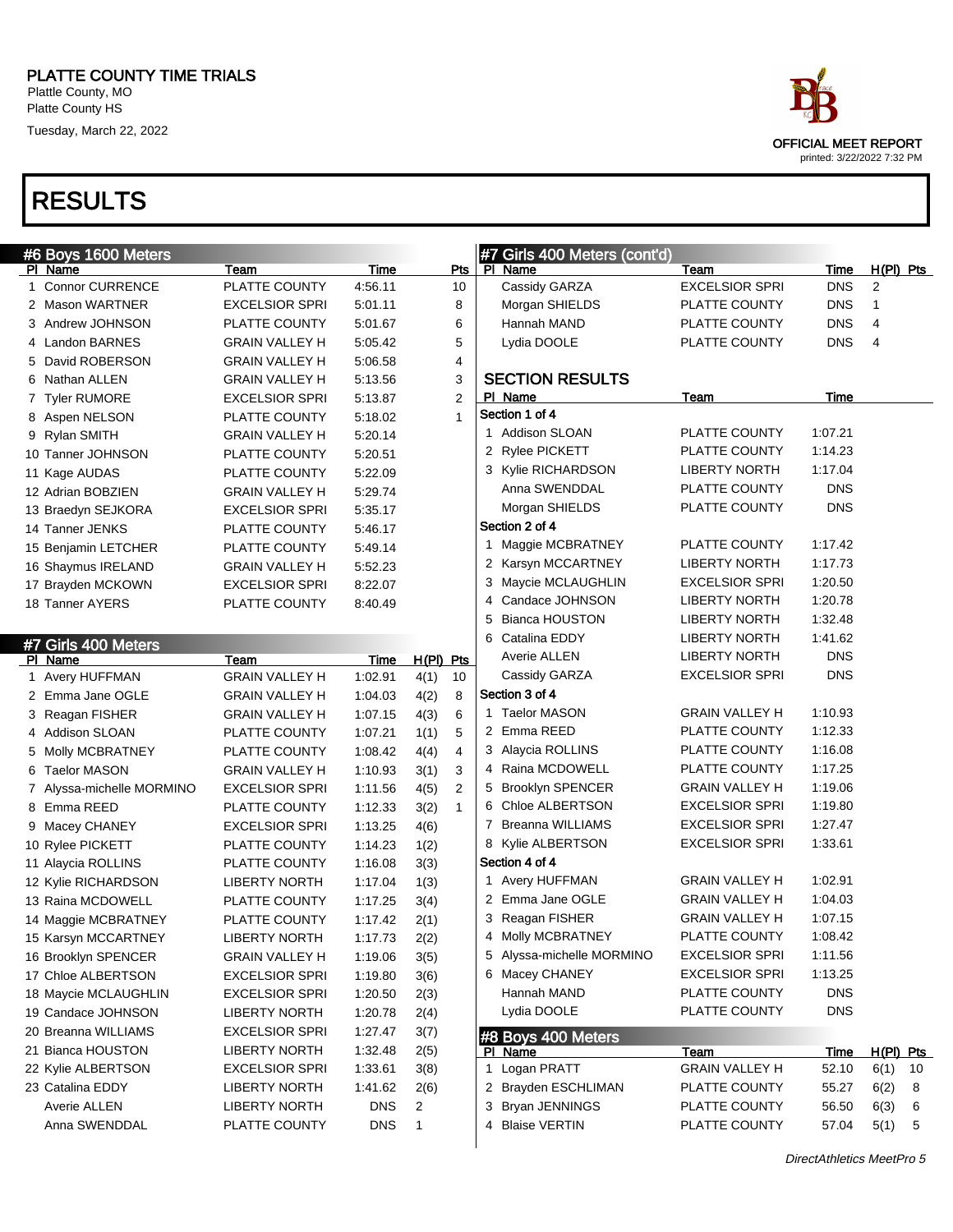# PLATTE COUNTY TIME TRIALS

Plattle County, MO
Platte County HS
Tuesday, March 22, 2022

OFFICIAL MEET REPORT
printed: 3/22/2022 7:32 PM

# RESULTS

## #6 Boys 1600 Meters

| Pl | Name | Team | Time | Pts |
|---|---|---|---|---|
| 1 | Connor CURRENCE | PLATTE COUNTY | 4:56.11 | 10 |
| 2 | Mason WARTNER | EXCELSIOR SPRI | 5:01.11 | 8 |
| 3 | Andrew JOHNSON | PLATTE COUNTY | 5:01.67 | 6 |
| 4 | Landon BARNES | GRAIN VALLEY H | 5:05.42 | 5 |
| 5 | David ROBERSON | GRAIN VALLEY H | 5:06.58 | 4 |
| 6 | Nathan ALLEN | GRAIN VALLEY H | 5:13.56 | 3 |
| 7 | Tyler RUMORE | EXCELSIOR SPRI | 5:13.87 | 2 |
| 8 | Aspen NELSON | PLATTE COUNTY | 5:18.02 | 1 |
| 9 | Rylan SMITH | GRAIN VALLEY H | 5:20.14 | |
| 10 | Tanner JOHNSON | PLATTE COUNTY | 5:20.51 | |
| 11 | Kage AUDAS | PLATTE COUNTY | 5:22.09 | |
| 12 | Adrian BOBZIEN | GRAIN VALLEY H | 5:29.74 | |
| 13 | Braedyn SEJKORA | EXCELSIOR SPRI | 5:35.17 | |
| 14 | Tanner JENKS | PLATTE COUNTY | 5:46.17 | |
| 15 | Benjamin LETCHER | PLATTE COUNTY | 5:49.14 | |
| 16 | Shaymus IRELAND | GRAIN VALLEY H | 5:52.23 | |
| 17 | Brayden MCKOWN | EXCELSIOR SPRI | 8:22.07 | |
| 18 | Tanner AYERS | PLATTE COUNTY | 8:40.49 | |

## #7 Girls 400 Meters

| Pl | Name | Team | Time | H(Pl) | Pts |
|---|---|---|---|---|---|
| 1 | Avery HUFFMAN | GRAIN VALLEY H | 1:02.91 | 4(1) | 10 |
| 2 | Emma Jane OGLE | GRAIN VALLEY H | 1:04.03 | 4(2) | 8 |
| 3 | Reagan FISHER | GRAIN VALLEY H | 1:07.15 | 4(3) | 6 |
| 4 | Addison SLOAN | PLATTE COUNTY | 1:07.21 | 1(1) | 5 |
| 5 | Molly MCBRATNEY | PLATTE COUNTY | 1:08.42 | 4(4) | 4 |
| 6 | Taelor MASON | GRAIN VALLEY H | 1:10.93 | 3(1) | 3 |
| 7 | Alyssa-michelle MORMINO | EXCELSIOR SPRI | 1:11.56 | 4(5) | 2 |
| 8 | Emma REED | PLATTE COUNTY | 1:12.33 | 3(2) | 1 |
| 9 | Macey CHANEY | EXCELSIOR SPRI | 1:13.25 | 4(6) | |
| 10 | Rylee PICKETT | PLATTE COUNTY | 1:14.23 | 1(2) | |
| 11 | Alaycia ROLLINS | PLATTE COUNTY | 1:16.08 | 3(3) | |
| 12 | Kylie RICHARDSON | LIBERTY NORTH | 1:17.04 | 1(3) | |
| 13 | Raina MCDOWELL | PLATTE COUNTY | 1:17.25 | 3(4) | |
| 14 | Maggie MCBRATNEY | PLATTE COUNTY | 1:17.42 | 2(1) | |
| 15 | Karsyn MCCARTNEY | LIBERTY NORTH | 1:17.73 | 2(2) | |
| 16 | Brooklyn SPENCER | GRAIN VALLEY H | 1:19.06 | 3(5) | |
| 17 | Chloe ALBERTSON | EXCELSIOR SPRI | 1:19.80 | 3(6) | |
| 18 | Maycie MCLAUGHLIN | EXCELSIOR SPRI | 1:20.50 | 2(3) | |
| 19 | Candace JOHNSON | LIBERTY NORTH | 1:20.78 | 2(4) | |
| 20 | Breanna WILLIAMS | EXCELSIOR SPRI | 1:27.47 | 3(7) | |
| 21 | Bianca HOUSTON | LIBERTY NORTH | 1:32.48 | 2(5) | |
| 22 | Kylie ALBERTSON | EXCELSIOR SPRI | 1:33.61 | 3(8) | |
| 23 | Catalina EDDY | LIBERTY NORTH | 1:41.62 | 2(6) | |
| | Averie ALLEN | LIBERTY NORTH | DNS | 2 | |
| | Anna SWENDDAL | PLATTE COUNTY | DNS | 1 | |
| | Cassidy GARZA | EXCELSIOR SPRI | DNS | 2 | |
| | Morgan SHIELDS | PLATTE COUNTY | DNS | 1 | |
| | Hannah MAND | PLATTE COUNTY | DNS | 4 | |
| | Lydia DOOLE | PLATTE COUNTY | DNS | 4 | |

### SECTION RESULTS

| Pl | Name | Team | Time |
|---|---|---|---|
| **Section 1 of 4** | | | |
| 1 | Addison SLOAN | PLATTE COUNTY | 1:07.21 |
| 2 | Rylee PICKETT | PLATTE COUNTY | 1:14.23 |
| 3 | Kylie RICHARDSON | LIBERTY NORTH | 1:17.04 |
| | Anna SWENDDAL | PLATTE COUNTY | DNS |
| | Morgan SHIELDS | PLATTE COUNTY | DNS |
| **Section 2 of 4** | | | |
| 1 | Maggie MCBRATNEY | PLATTE COUNTY | 1:17.42 |
| 2 | Karsyn MCCARTNEY | LIBERTY NORTH | 1:17.73 |
| 3 | Maycie MCLAUGHLIN | EXCELSIOR SPRI | 1:20.50 |
| 4 | Candace JOHNSON | LIBERTY NORTH | 1:20.78 |
| 5 | Bianca HOUSTON | LIBERTY NORTH | 1:32.48 |
| 6 | Catalina EDDY | LIBERTY NORTH | 1:41.62 |
| | Averie ALLEN | LIBERTY NORTH | DNS |
| | Cassidy GARZA | EXCELSIOR SPRI | DNS |
| **Section 3 of 4** | | | |
| 1 | Taelor MASON | GRAIN VALLEY H | 1:10.93 |
| 2 | Emma REED | PLATTE COUNTY | 1:12.33 |
| 3 | Alaycia ROLLINS | PLATTE COUNTY | 1:16.08 |
| 4 | Raina MCDOWELL | PLATTE COUNTY | 1:17.25 |
| 5 | Brooklyn SPENCER | GRAIN VALLEY H | 1:19.06 |
| 6 | Chloe ALBERTSON | EXCELSIOR SPRI | 1:19.80 |
| 7 | Breanna WILLIAMS | EXCELSIOR SPRI | 1:27.47 |
| 8 | Kylie ALBERTSON | EXCELSIOR SPRI | 1:33.61 |
| **Section 4 of 4** | | | |
| 1 | Avery HUFFMAN | GRAIN VALLEY H | 1:02.91 |
| 2 | Emma Jane OGLE | GRAIN VALLEY H | 1:04.03 |
| 3 | Reagan FISHER | GRAIN VALLEY H | 1:07.15 |
| 4 | Molly MCBRATNEY | PLATTE COUNTY | 1:08.42 |
| 5 | Alyssa-michelle MORMINO | EXCELSIOR SPRI | 1:11.56 |
| 6 | Macey CHANEY | EXCELSIOR SPRI | 1:13.25 |
| | Hannah MAND | PLATTE COUNTY | DNS |
| | Lydia DOOLE | PLATTE COUNTY | DNS |

## #8 Boys 400 Meters

| Pl | Name | Team | Time | H(Pl) | Pts |
|---|---|---|---|---|---|
| 1 | Logan PRATT | GRAIN VALLEY H | 52.10 | 6(1) | 10 |
| 2 | Brayden ESCHLIMAN | PLATTE COUNTY | 55.27 | 6(2) | 8 |
| 3 | Bryan JENNINGS | PLATTE COUNTY | 56.50 | 6(3) | 6 |
| 4 | Blaise VERTIN | PLATTE COUNTY | 57.04 | 5(1) | 5 |

*DirectAthletics MeetPro 5*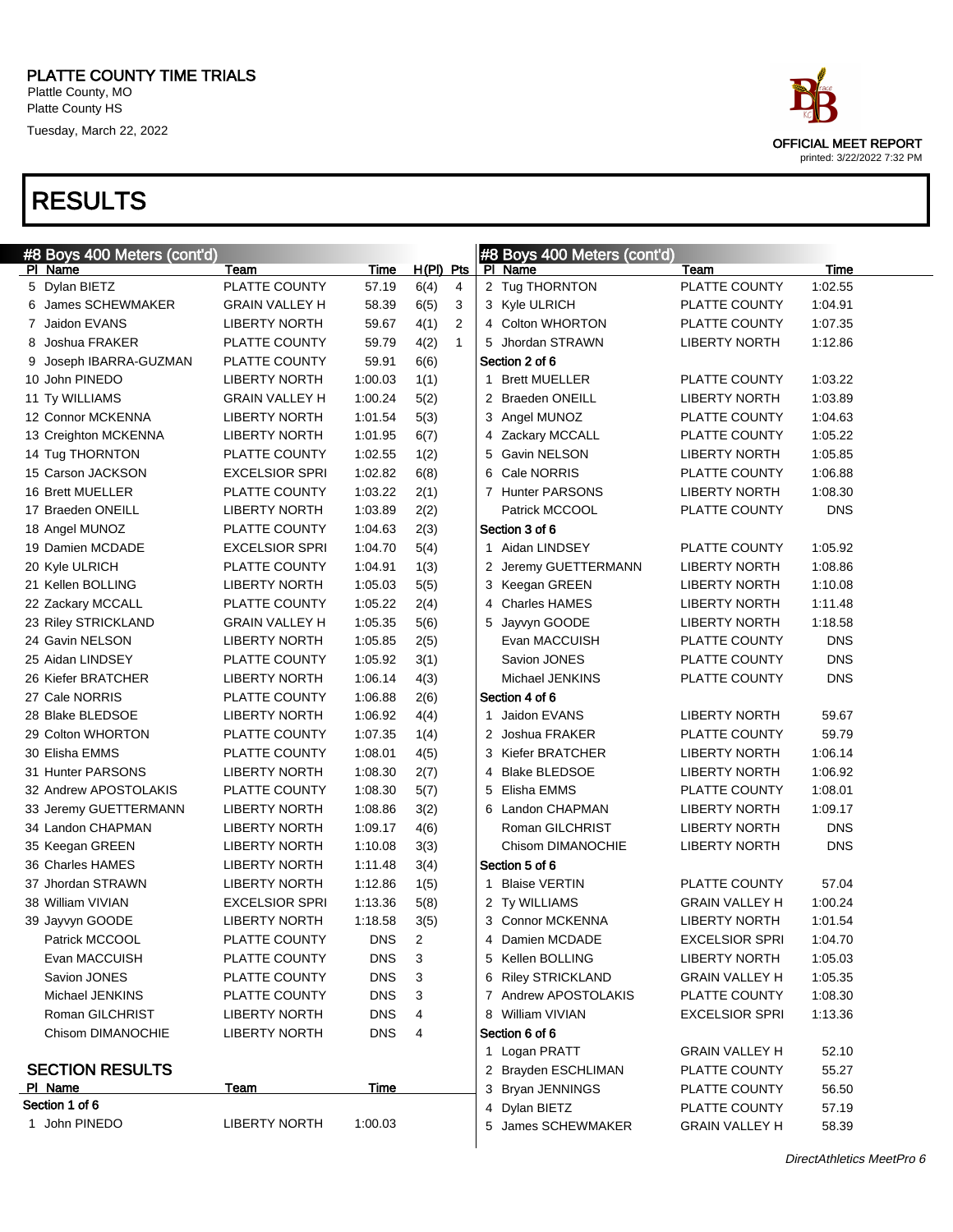PLATTE COUNTY TIME TRIALS
Plattle County, MO
Platte County HS
Tuesday, March 22, 2022

OFFICIAL MEET REPORT
printed: 3/22/2022 7:32 PM

# RESULTS

## #8 Boys 400 Meters (cont'd)

| Pl | Name | Team | Time | H(Pl) | Pts |
|---|---|---|---|---|---|
| 5 | Dylan BIETZ | PLATTE COUNTY | 57.19 | 6(4) | 4 |
| 6 | James SCHEWMAKER | GRAIN VALLEY H | 58.39 | 6(5) | 3 |
| 7 | Jaidon EVANS | LIBERTY NORTH | 59.67 | 4(1) | 2 |
| 8 | Joshua FRAKER | PLATTE COUNTY | 59.79 | 4(2) | 1 |
| 9 | Joseph IBARRA-GUZMAN | PLATTE COUNTY | 59.91 | 6(6) | |
| 10 | John PINEDO | LIBERTY NORTH | 1:00.03 | 1(1) | |
| 11 | Ty WILLIAMS | GRAIN VALLEY H | 1:00.24 | 5(2) | |
| 12 | Connor MCKENNA | LIBERTY NORTH | 1:01.54 | 5(3) | |
| 13 | Creighton MCKENNA | LIBERTY NORTH | 1:01.95 | 6(7) | |
| 14 | Tug THORNTON | PLATTE COUNTY | 1:02.55 | 1(2) | |
| 15 | Carson JACKSON | EXCELSIOR SPRI | 1:02.82 | 6(8) | |
| 16 | Brett MUELLER | PLATTE COUNTY | 1:03.22 | 2(1) | |
| 17 | Braeden ONEILL | LIBERTY NORTH | 1:03.89 | 2(2) | |
| 18 | Angel MUNOZ | PLATTE COUNTY | 1:04.63 | 2(3) | |
| 19 | Damien MCDADE | EXCELSIOR SPRI | 1:04.70 | 5(4) | |
| 20 | Kyle ULRICH | PLATTE COUNTY | 1:04.91 | 1(3) | |
| 21 | Kellen BOLLING | LIBERTY NORTH | 1:05.03 | 5(5) | |
| 22 | Zackary MCCALL | PLATTE COUNTY | 1:05.22 | 2(4) | |
| 23 | Riley STRICKLAND | GRAIN VALLEY H | 1:05.35 | 5(6) | |
| 24 | Gavin NELSON | LIBERTY NORTH | 1:05.85 | 2(5) | |
| 25 | Aidan LINDSEY | PLATTE COUNTY | 1:05.92 | 3(1) | |
| 26 | Kiefer BRATCHER | LIBERTY NORTH | 1:06.14 | 4(3) | |
| 27 | Cale NORRIS | PLATTE COUNTY | 1:06.88 | 2(6) | |
| 28 | Blake BLEDSOE | LIBERTY NORTH | 1:06.92 | 4(4) | |
| 29 | Colton WHORTON | PLATTE COUNTY | 1:07.35 | 1(4) | |
| 30 | Elisha EMMS | PLATTE COUNTY | 1:08.01 | 4(5) | |
| 31 | Hunter PARSONS | LIBERTY NORTH | 1:08.30 | 2(7) | |
| 32 | Andrew APOSTOLAKIS | PLATTE COUNTY | 1:08.30 | 5(7) | |
| 33 | Jeremy GUETTERMANN | LIBERTY NORTH | 1:08.86 | 3(2) | |
| 34 | Landon CHAPMAN | LIBERTY NORTH | 1:09.17 | 4(6) | |
| 35 | Keegan GREEN | LIBERTY NORTH | 1:10.08 | 3(3) | |
| 36 | Charles HAMES | LIBERTY NORTH | 1:11.48 | 3(4) | |
| 37 | Jhordan STRAWN | LIBERTY NORTH | 1:12.86 | 1(5) | |
| 38 | William VIVIAN | EXCELSIOR SPRI | 1:13.36 | 5(8) | |
| 39 | Jayvyn GOODE | LIBERTY NORTH | 1:18.58 | 3(5) | |
| | Patrick MCCOOL | PLATTE COUNTY | DNS | 2 | |
| | Evan MACCUISH | PLATTE COUNTY | DNS | 3 | |
| | Savion JONES | PLATTE COUNTY | DNS | 3 | |
| | Michael JENKINS | PLATTE COUNTY | DNS | 3 | |
| | Roman GILCHRIST | LIBERTY NORTH | DNS | 4 | |
| | Chisom DIMANOCHIE | LIBERTY NORTH | DNS | 4 | |

### SECTION RESULTS

| Pl | Name | Team | Time |
|---|---|---|---|
| **Section 1 of 6** | | | |
| 1 | John PINEDO | LIBERTY NORTH | 1:00.03 |
| 2 | Tug THORNTON | PLATTE COUNTY | 1:02.55 |
| 3 | Kyle ULRICH | PLATTE COUNTY | 1:04.91 |
| 4 | Colton WHORTON | PLATTE COUNTY | 1:07.35 |
| 5 | Jhordan STRAWN | LIBERTY NORTH | 1:12.86 |
| **Section 2 of 6** | | | |
| 1 | Brett MUELLER | PLATTE COUNTY | 1:03.22 |
| 2 | Braeden ONEILL | LIBERTY NORTH | 1:03.89 |
| 3 | Angel MUNOZ | PLATTE COUNTY | 1:04.63 |
| 4 | Zackary MCCALL | PLATTE COUNTY | 1:05.22 |
| 5 | Gavin NELSON | LIBERTY NORTH | 1:05.85 |
| 6 | Cale NORRIS | PLATTE COUNTY | 1:06.88 |
| 7 | Hunter PARSONS | LIBERTY NORTH | 1:08.30 |
| | Patrick MCCOOL | PLATTE COUNTY | DNS |
| **Section 3 of 6** | | | |
| 1 | Aidan LINDSEY | PLATTE COUNTY | 1:05.92 |
| 2 | Jeremy GUETTERMANN | LIBERTY NORTH | 1:08.86 |
| 3 | Keegan GREEN | LIBERTY NORTH | 1:10.08 |
| 4 | Charles HAMES | LIBERTY NORTH | 1:11.48 |
| 5 | Jayvyn GOODE | LIBERTY NORTH | 1:18.58 |
| | Evan MACCUISH | PLATTE COUNTY | DNS |
| | Savion JONES | PLATTE COUNTY | DNS |
| | Michael JENKINS | PLATTE COUNTY | DNS |
| **Section 4 of 6** | | | |
| 1 | Jaidon EVANS | LIBERTY NORTH | 59.67 |
| 2 | Joshua FRAKER | PLATTE COUNTY | 59.79 |
| 3 | Kiefer BRATCHER | LIBERTY NORTH | 1:06.14 |
| 4 | Blake BLEDSOE | LIBERTY NORTH | 1:06.92 |
| 5 | Elisha EMMS | PLATTE COUNTY | 1:08.01 |
| 6 | Landon CHAPMAN | LIBERTY NORTH | 1:09.17 |
| | Roman GILCHRIST | LIBERTY NORTH | DNS |
| | Chisom DIMANOCHIE | LIBERTY NORTH | DNS |
| **Section 5 of 6** | | | |
| 1 | Blaise VERTIN | PLATTE COUNTY | 57.04 |
| 2 | Ty WILLIAMS | GRAIN VALLEY H | 1:00.24 |
| 3 | Connor MCKENNA | LIBERTY NORTH | 1:01.54 |
| 4 | Damien MCDADE | EXCELSIOR SPRI | 1:04.70 |
| 5 | Kellen BOLLING | LIBERTY NORTH | 1:05.03 |
| 6 | Riley STRICKLAND | GRAIN VALLEY H | 1:05.35 |
| 7 | Andrew APOSTOLAKIS | PLATTE COUNTY | 1:08.30 |
| 8 | William VIVIAN | EXCELSIOR SPRI | 1:13.36 |
| **Section 6 of 6** | | | |
| 1 | Logan PRATT | GRAIN VALLEY H | 52.10 |
| 2 | Brayden ESCHLIMAN | PLATTE COUNTY | 55.27 |
| 3 | Bryan JENNINGS | PLATTE COUNTY | 56.50 |
| 4 | Dylan BIETZ | PLATTE COUNTY | 57.19 |
| 5 | James SCHEWMAKER | GRAIN VALLEY H | 58.39 |

*DirectAthletics MeetPro 6*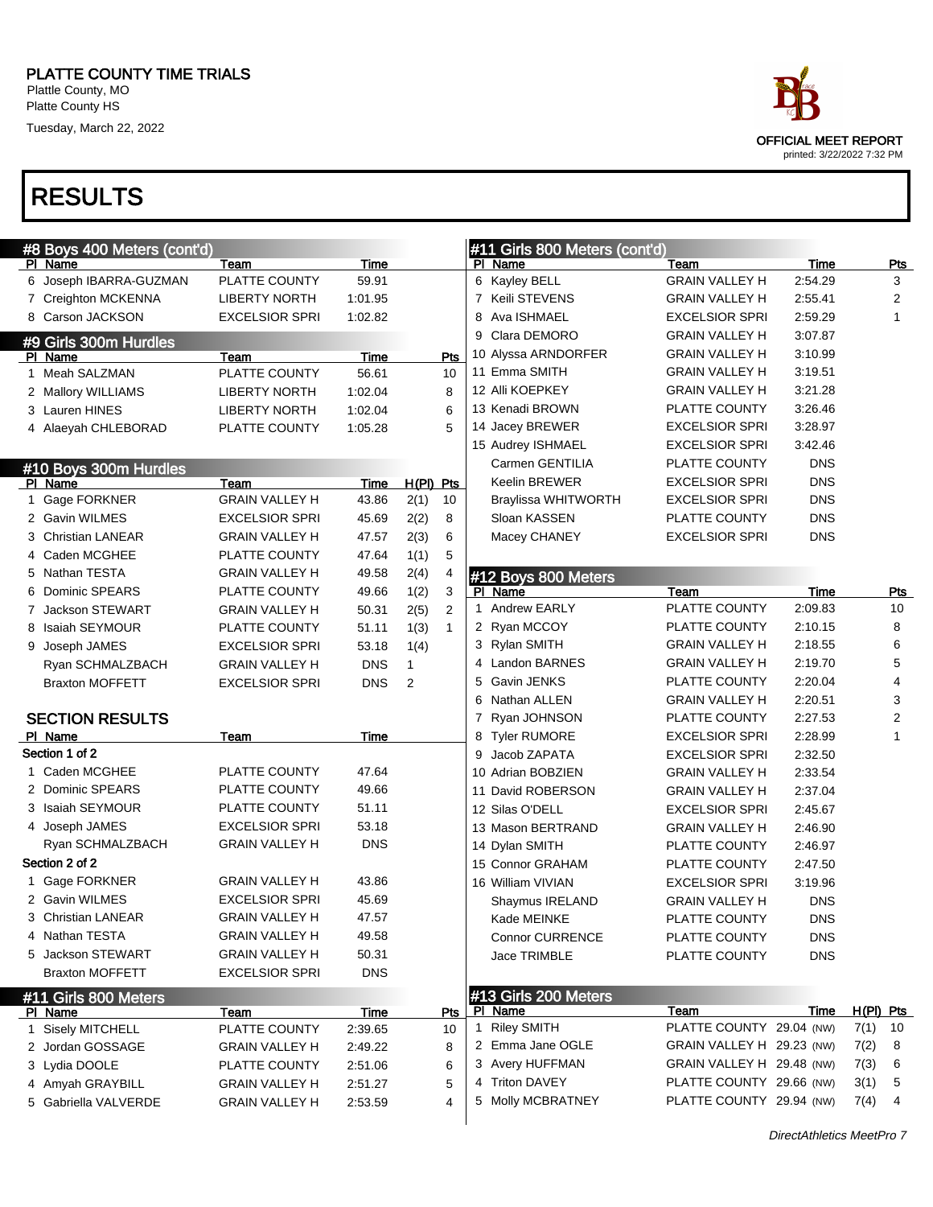# PLATTE COUNTY TIME TRIALS

Platte County, MO
Platte County HS
Tuesday, March 22, 2022

OFFICIAL MEET REPORT
printed: 3/22/2022 7:32 PM

# RESULTS

## #8 Boys 400 Meters (cont'd)

| Pl | Name | Team | Time |
|---|---|---|---|
| 6 | Joseph IBARRA-GUZMAN | PLATTE COUNTY | 59.91 |
| 7 | Creighton MCKENNA | LIBERTY NORTH | 1:01.95 |
| 8 | Carson JACKSON | EXCELSIOR SPRI | 1:02.82 |

## #9 Girls 300m Hurdles

| Pl | Name | Team | Time | Pts |
|---|---|---|---|---|
| 1 | Meah SALZMAN | PLATTE COUNTY | 56.61 | 10 |
| 2 | Mallory WILLIAMS | LIBERTY NORTH | 1:02.04 | 8 |
| 3 | Lauren HINES | LIBERTY NORTH | 1:02.04 | 6 |
| 4 | Alaeyah CHLEBORAD | PLATTE COUNTY | 1:05.28 | 5 |

## #10 Boys 300m Hurdles

| Pl | Name | Team | Time | H(Pl) | Pts |
|---|---|---|---|---|---|
| 1 | Gage FORKNER | GRAIN VALLEY H | 43.86 | 2(1) | 10 |
| 2 | Gavin WILMES | EXCELSIOR SPRI | 45.69 | 2(2) | 8 |
| 3 | Christian LANEAR | GRAIN VALLEY H | 47.57 | 2(3) | 6 |
| 4 | Caden MCGHEE | PLATTE COUNTY | 47.64 | 1(1) | 5 |
| 5 | Nathan TESTA | GRAIN VALLEY H | 49.58 | 2(4) | 4 |
| 6 | Dominic SPEARS | PLATTE COUNTY | 49.66 | 1(2) | 3 |
| 7 | Jackson STEWART | GRAIN VALLEY H | 50.31 | 2(5) | 2 |
| 8 | Isaiah SEYMOUR | PLATTE COUNTY | 51.11 | 1(3) | 1 |
| 9 | Joseph JAMES | EXCELSIOR SPRI | 53.18 | 1(4) | |
| | Ryan SCHMALZBACH | GRAIN VALLEY H | DNS | 1 | |
| | Braxton MOFFETT | EXCELSIOR SPRI | DNS | 2 | |

### SECTION RESULTS

| Pl | Name | Team | Time |
|---|---|---|---|
| Section 1 of 2 | | | |
| 1 | Caden MCGHEE | PLATTE COUNTY | 47.64 |
| 2 | Dominic SPEARS | PLATTE COUNTY | 49.66 |
| 3 | Isaiah SEYMOUR | PLATTE COUNTY | 51.11 |
| 4 | Joseph JAMES | EXCELSIOR SPRI | 53.18 |
| | Ryan SCHMALZBACH | GRAIN VALLEY H | DNS |
| Section 2 of 2 | | | |
| 1 | Gage FORKNER | GRAIN VALLEY H | 43.86 |
| 2 | Gavin WILMES | EXCELSIOR SPRI | 45.69 |
| 3 | Christian LANEAR | GRAIN VALLEY H | 47.57 |
| 4 | Nathan TESTA | GRAIN VALLEY H | 49.58 |
| 5 | Jackson STEWART | GRAIN VALLEY H | 50.31 |
| | Braxton MOFFETT | EXCELSIOR SPRI | DNS |

## #11 Girls 800 Meters

| Pl | Name | Team | Time | Pts |
|---|---|---|---|---|
| 1 | Sisely MITCHELL | PLATTE COUNTY | 2:39.65 | 10 |
| 2 | Jordan GOSSAGE | GRAIN VALLEY H | 2:49.22 | 8 |
| 3 | Lydia DOOLE | PLATTE COUNTY | 2:51.06 | 6 |
| 4 | Amyah GRAYBILL | GRAIN VALLEY H | 2:51.27 | 5 |
| 5 | Gabriella VALVERDE | GRAIN VALLEY H | 2:53.59 | 4 |
| 6 | Kayley BELL | GRAIN VALLEY H | 2:54.29 | 3 |
| 7 | Keili STEVENS | GRAIN VALLEY H | 2:55.41 | 2 |
| 8 | Ava ISHMAEL | EXCELSIOR SPRI | 2:59.29 | 1 |
| 9 | Clara DEMORO | GRAIN VALLEY H | 3:07.87 | |
| 10 | Alyssa ARNDORFER | GRAIN VALLEY H | 3:10.99 | |
| 11 | Emma SMITH | GRAIN VALLEY H | 3:19.51 | |
| 12 | Alli KOEPKEY | GRAIN VALLEY H | 3:21.28 | |
| 13 | Kenadi BROWN | PLATTE COUNTY | 3:26.46 | |
| 14 | Jacey BREWER | EXCELSIOR SPRI | 3:28.97 | |
| 15 | Audrey ISHMAEL | EXCELSIOR SPRI | 3:42.46 | |
| | Carmen GENTILIA | PLATTE COUNTY | DNS | |
| | Keelin BREWER | EXCELSIOR SPRI | DNS | |
| | Braylissa WHITWORTH | EXCELSIOR SPRI | DNS | |
| | Sloan KASSEN | PLATTE COUNTY | DNS | |
| | Macey CHANEY | EXCELSIOR SPRI | DNS | |

## #12 Boys 800 Meters

| Pl | Name | Team | Time | Pts |
|---|---|---|---|---|
| 1 | Andrew EARLY | PLATTE COUNTY | 2:09.83 | 10 |
| 2 | Ryan MCCOY | PLATTE COUNTY | 2:10.15 | 8 |
| 3 | Rylan SMITH | GRAIN VALLEY H | 2:18.55 | 6 |
| 4 | Landon BARNES | GRAIN VALLEY H | 2:19.70 | 5 |
| 5 | Gavin JENKS | PLATTE COUNTY | 2:20.04 | 4 |
| 6 | Nathan ALLEN | GRAIN VALLEY H | 2:20.51 | 3 |
| 7 | Ryan JOHNSON | PLATTE COUNTY | 2:27.53 | 2 |
| 8 | Tyler RUMORE | EXCELSIOR SPRI | 2:28.99 | 1 |
| 9 | Jacob ZAPATA | EXCELSIOR SPRI | 2:32.50 | |
| 10 | Adrian BOBZIEN | GRAIN VALLEY H | 2:33.54 | |
| 11 | David ROBERSON | GRAIN VALLEY H | 2:37.04 | |
| 12 | Silas O'DELL | EXCELSIOR SPRI | 2:45.67 | |
| 13 | Mason BERTRAND | GRAIN VALLEY H | 2:46.90 | |
| 14 | Dylan SMITH | PLATTE COUNTY | 2:46.97 | |
| 15 | Connor GRAHAM | PLATTE COUNTY | 2:47.50 | |
| 16 | William VIVIAN | EXCELSIOR SPRI | 3:19.96 | |
| | Shaymus IRELAND | GRAIN VALLEY H | DNS | |
| | Kade MEINKE | PLATTE COUNTY | DNS | |
| | Connor CURRENCE | PLATTE COUNTY | DNS | |
| | Jace TRIMBLE | PLATTE COUNTY | DNS | |

## #13 Girls 200 Meters

| Pl | Name | Team | Time | H(Pl) | Pts |
|---|---|---|---|---|---|
| 1 | Riley SMITH | PLATTE COUNTY | 29.04 (NW) | 7(1) | 10 |
| 2 | Emma Jane OGLE | GRAIN VALLEY H | 29.23 (NW) | 7(2) | 8 |
| 3 | Avery HUFFMAN | GRAIN VALLEY H | 29.48 (NW) | 7(3) | 6 |
| 4 | Triton DAVEY | PLATTE COUNTY | 29.66 (NW) | 3(1) | 5 |
| 5 | Molly MCBRATNEY | PLATTE COUNTY | 29.94 (NW) | 7(4) | 4 |

*DirectAthletics MeetPro 7*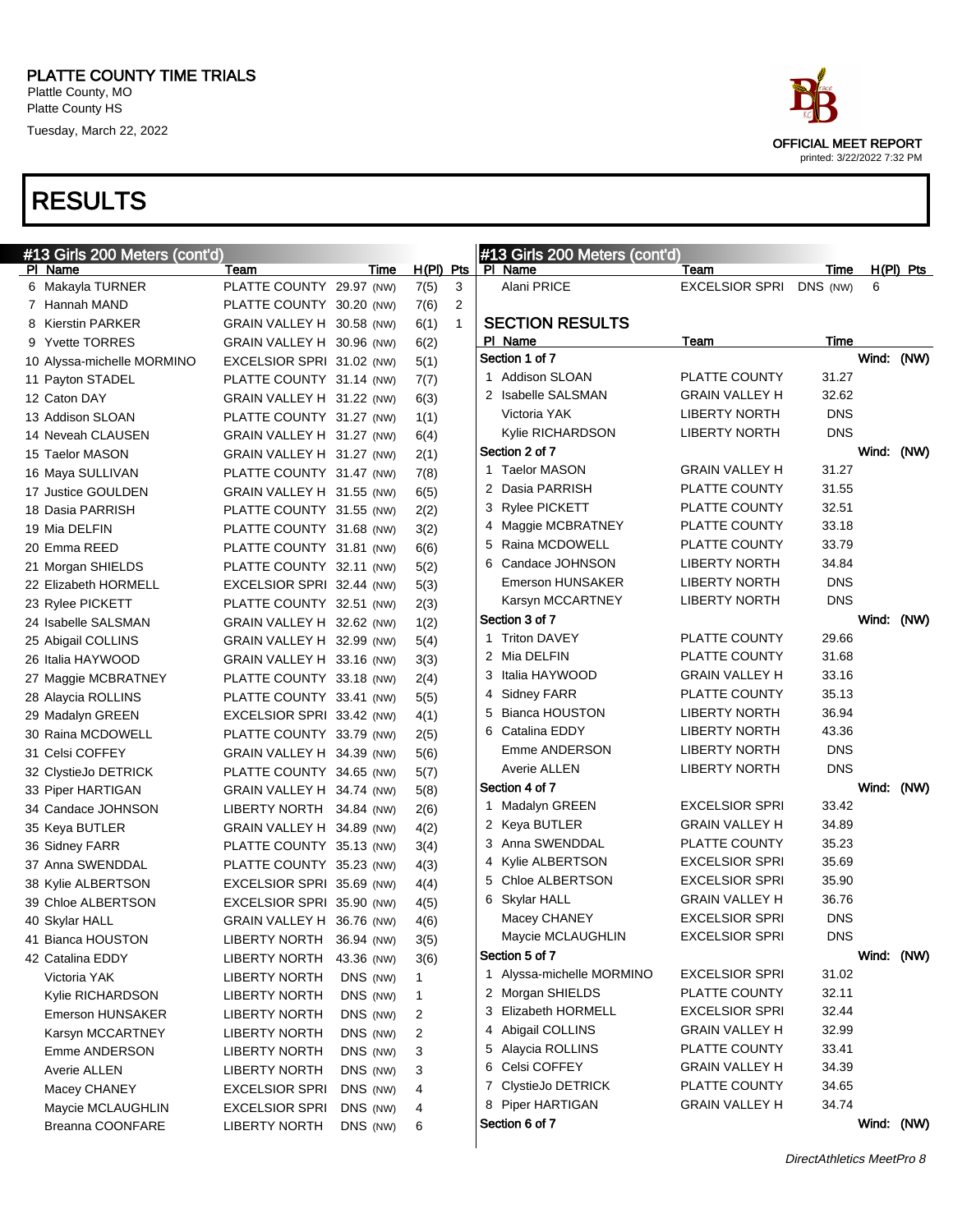# PLATTE COUNTY TIME TRIALS

Plattle County, MO
Platte County HS
Tuesday, March 22, 2022

OFFICIAL MEET REPORT
printed: 3/22/2022 7:32 PM

# RESULTS

## #13 Girls 200 Meters (cont'd)

| Pl | Name | Team | Time | | H(Pl) | Pts |
|---|---|---|---|---|---|---|
| 6 | Makayla TURNER | PLATTE COUNTY | 29.97 | (NW) | 7(5) | 3 |
| 7 | Hannah MAND | PLATTE COUNTY | 30.20 | (NW) | 7(6) | 2 |
| 8 | Kierstin PARKER | GRAIN VALLEY H | 30.58 | (NW) | 6(1) | 1 |
| 9 | Yvette TORRES | GRAIN VALLEY H | 30.96 | (NW) | 6(2) | |
| 10 | Alyssa-michelle MORMINO | EXCELSIOR SPRI | 31.02 | (NW) | 5(1) | |
| 11 | Payton STADEL | PLATTE COUNTY | 31.14 | (NW) | 7(7) | |
| 12 | Caton DAY | GRAIN VALLEY H | 31.22 | (NW) | 6(3) | |
| 13 | Addison SLOAN | PLATTE COUNTY | 31.27 | (NW) | 1(1) | |
| 14 | Neveah CLAUSEN | GRAIN VALLEY H | 31.27 | (NW) | 6(4) | |
| 15 | Taelor MASON | GRAIN VALLEY H | 31.27 | (NW) | 2(1) | |
| 16 | Maya SULLIVAN | PLATTE COUNTY | 31.47 | (NW) | 7(8) | |
| 17 | Justice GOULDEN | GRAIN VALLEY H | 31.55 | (NW) | 6(5) | |
| 18 | Dasia PARRISH | PLATTE COUNTY | 31.55 | (NW) | 2(2) | |
| 19 | Mia DELFIN | PLATTE COUNTY | 31.68 | (NW) | 3(2) | |
| 20 | Emma REED | PLATTE COUNTY | 31.81 | (NW) | 6(6) | |
| 21 | Morgan SHIELDS | PLATTE COUNTY | 32.11 | (NW) | 5(2) | |
| 22 | Elizabeth HORMELL | EXCELSIOR SPRI | 32.44 | (NW) | 5(3) | |
| 23 | Rylee PICKETT | PLATTE COUNTY | 32.51 | (NW) | 2(3) | |
| 24 | Isabelle SALSMAN | GRAIN VALLEY H | 32.62 | (NW) | 1(2) | |
| 25 | Abigail COLLINS | GRAIN VALLEY H | 32.99 | (NW) | 5(4) | |
| 26 | Italia HAYWOOD | GRAIN VALLEY H | 33.16 | (NW) | 3(3) | |
| 27 | Maggie MCBRATNEY | PLATTE COUNTY | 33.18 | (NW) | 2(4) | |
| 28 | Alaycia ROLLINS | PLATTE COUNTY | 33.41 | (NW) | 5(5) | |
| 29 | Madalyn GREEN | EXCELSIOR SPRI | 33.42 | (NW) | 4(1) | |
| 30 | Raina MCDOWELL | PLATTE COUNTY | 33.79 | (NW) | 2(5) | |
| 31 | Celsi COFFEY | GRAIN VALLEY H | 34.39 | (NW) | 5(6) | |
| 32 | ClystieJo DETRICK | PLATTE COUNTY | 34.65 | (NW) | 5(7) | |
| 33 | Piper HARTIGAN | GRAIN VALLEY H | 34.74 | (NW) | 5(8) | |
| 34 | Candace JOHNSON | LIBERTY NORTH | 34.84 | (NW) | 2(6) | |
| 35 | Keya BUTLER | GRAIN VALLEY H | 34.89 | (NW) | 4(2) | |
| 36 | Sidney FARR | PLATTE COUNTY | 35.13 | (NW) | 3(4) | |
| 37 | Anna SWENDDAL | PLATTE COUNTY | 35.23 | (NW) | 4(3) | |
| 38 | Kylie ALBERTSON | EXCELSIOR SPRI | 35.69 | (NW) | 4(4) | |
| 39 | Chloe ALBERTSON | EXCELSIOR SPRI | 35.90 | (NW) | 4(5) | |
| 40 | Skylar HALL | GRAIN VALLEY H | 36.76 | (NW) | 4(6) | |
| 41 | Bianca HOUSTON | LIBERTY NORTH | 36.94 | (NW) | 3(5) | |
| 42 | Catalina EDDY | LIBERTY NORTH | 43.36 | (NW) | 3(6) | |
| | Victoria YAK | LIBERTY NORTH | DNS | (NW) | 1 | |
| | Kylie RICHARDSON | LIBERTY NORTH | DNS | (NW) | 1 | |
| | Emerson HUNSAKER | LIBERTY NORTH | DNS | (NW) | 2 | |
| | Karsyn MCCARTNEY | LIBERTY NORTH | DNS | (NW) | 2 | |
| | Emme ANDERSON | LIBERTY NORTH | DNS | (NW) | 3 | |
| | Averie ALLEN | LIBERTY NORTH | DNS | (NW) | 3 | |
| | Macey CHANEY | EXCELSIOR SPRI | DNS | (NW) | 4 | |
| | Maycie MCLAUGHLIN | EXCELSIOR SPRI | DNS | (NW) | 4 | |
| | Breanna COONFARE | LIBERTY NORTH | DNS | (NW) | 6 | |
| | Alani PRICE | EXCELSIOR SPRI | DNS | (NW) | 6 | |

### SECTION RESULTS

| Pl | Name | Team | Time |
|---|---|---|---|
| **Section 1 of 7** | | | Wind: (NW) |
| 1 | Addison SLOAN | PLATTE COUNTY | 31.27 |
| 2 | Isabelle SALSMAN | GRAIN VALLEY H | 32.62 |
| | Victoria YAK | LIBERTY NORTH | DNS |
| | Kylie RICHARDSON | LIBERTY NORTH | DNS |
| **Section 2 of 7** | | | Wind: (NW) |
| 1 | Taelor MASON | GRAIN VALLEY H | 31.27 |
| 2 | Dasia PARRISH | PLATTE COUNTY | 31.55 |
| 3 | Rylee PICKETT | PLATTE COUNTY | 32.51 |
| 4 | Maggie MCBRATNEY | PLATTE COUNTY | 33.18 |
| 5 | Raina MCDOWELL | PLATTE COUNTY | 33.79 |
| 6 | Candace JOHNSON | LIBERTY NORTH | 34.84 |
| | Emerson HUNSAKER | LIBERTY NORTH | DNS |
| | Karsyn MCCARTNEY | LIBERTY NORTH | DNS |
| **Section 3 of 7** | | | Wind: (NW) |
| 1 | Triton DAVEY | PLATTE COUNTY | 29.66 |
| 2 | Mia DELFIN | PLATTE COUNTY | 31.68 |
| 3 | Italia HAYWOOD | GRAIN VALLEY H | 33.16 |
| 4 | Sidney FARR | PLATTE COUNTY | 35.13 |
| 5 | Bianca HOUSTON | LIBERTY NORTH | 36.94 |
| 6 | Catalina EDDY | LIBERTY NORTH | 43.36 |
| | Emme ANDERSON | LIBERTY NORTH | DNS |
| | Averie ALLEN | LIBERTY NORTH | DNS |
| **Section 4 of 7** | | | Wind: (NW) |
| 1 | Madalyn GREEN | EXCELSIOR SPRI | 33.42 |
| 2 | Keya BUTLER | GRAIN VALLEY H | 34.89 |
| 3 | Anna SWENDDAL | PLATTE COUNTY | 35.23 |
| 4 | Kylie ALBERTSON | EXCELSIOR SPRI | 35.69 |
| 5 | Chloe ALBERTSON | EXCELSIOR SPRI | 35.90 |
| 6 | Skylar HALL | GRAIN VALLEY H | 36.76 |
| | Macey CHANEY | EXCELSIOR SPRI | DNS |
| | Maycie MCLAUGHLIN | EXCELSIOR SPRI | DNS |
| **Section 5 of 7** | | | Wind: (NW) |
| 1 | Alyssa-michelle MORMINO | EXCELSIOR SPRI | 31.02 |
| 2 | Morgan SHIELDS | PLATTE COUNTY | 32.11 |
| 3 | Elizabeth HORMELL | EXCELSIOR SPRI | 32.44 |
| 4 | Abigail COLLINS | GRAIN VALLEY H | 32.99 |
| 5 | Alaycia ROLLINS | PLATTE COUNTY | 33.41 |
| 6 | Celsi COFFEY | GRAIN VALLEY H | 34.39 |
| 7 | ClystieJo DETRICK | PLATTE COUNTY | 34.65 |
| 8 | Piper HARTIGAN | GRAIN VALLEY H | 34.74 |
| **Section 6 of 7** | | | Wind: (NW) |

*DirectAthletics MeetPro 8*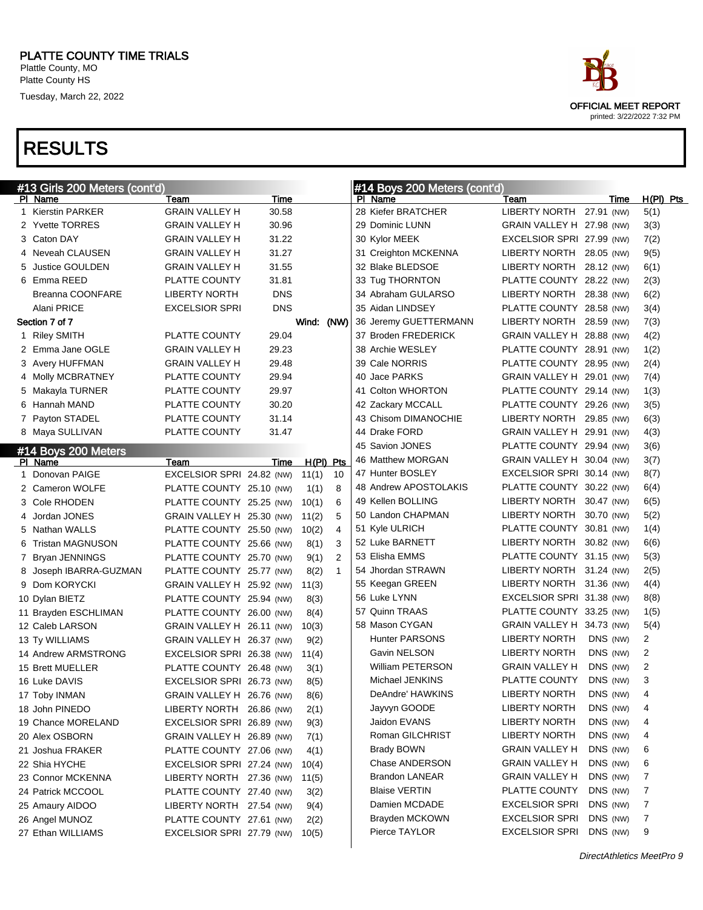# PLATTE COUNTY TIME TRIALS

Plattle County, MO
Platte County HS
Tuesday, March 22, 2022

OFFICIAL MEET REPORT
printed: 3/22/2022 7:32 PM

# RESULTS

## #13 Girls 200 Meters (cont'd)

| Pl | Name | Team | Time |
|---|---|---|---|
| 1 | Kierstin PARKER | GRAIN VALLEY H | 30.58 |
| 2 | Yvette TORRES | GRAIN VALLEY H | 30.96 |
| 3 | Caton DAY | GRAIN VALLEY H | 31.22 |
| 4 | Neveah CLAUSEN | GRAIN VALLEY H | 31.27 |
| 5 | Justice GOULDEN | GRAIN VALLEY H | 31.55 |
| 6 | Emma REED | PLATTE COUNTY | 31.81 |
| | Breanna COONFARE | LIBERTY NORTH | DNS |
| | Alani PRICE | EXCELSIOR SPRI | DNS |

**Section 7 of 7** Wind: (NW)

| Pl | Name | Team | Time |
|---|---|---|---|
| 1 | Riley SMITH | PLATTE COUNTY | 29.04 |
| 2 | Emma Jane OGLE | GRAIN VALLEY H | 29.23 |
| 3 | Avery HUFFMAN | GRAIN VALLEY H | 29.48 |
| 4 | Molly MCBRATNEY | PLATTE COUNTY | 29.94 |
| 5 | Makayla TURNER | PLATTE COUNTY | 29.97 |
| 6 | Hannah MAND | PLATTE COUNTY | 30.20 |
| 7 | Payton STADEL | PLATTE COUNTY | 31.14 |
| 8 | Maya SULLIVAN | PLATTE COUNTY | 31.47 |

## #14 Boys 200 Meters

| Pl | Name | Team | Time | H(Pl) | Pts |
|---|---|---|---|---|---|
| 1 | Donovan PAIGE | EXCELSIOR SPRI | 24.82 (NW) | 11(1) | 10 |
| 2 | Cameron WOLFE | PLATTE COUNTY | 25.10 (NW) | 1(1) | 8 |
| 3 | Cole RHODEN | PLATTE COUNTY | 25.25 (NW) | 10(1) | 6 |
| 4 | Jordan JONES | GRAIN VALLEY H | 25.30 (NW) | 11(2) | 5 |
| 5 | Nathan WALLS | PLATTE COUNTY | 25.50 (NW) | 10(2) | 4 |
| 6 | Tristan MAGNUSON | PLATTE COUNTY | 25.66 (NW) | 8(1) | 3 |
| 7 | Bryan JENNINGS | PLATTE COUNTY | 25.70 (NW) | 9(1) | 2 |
| 8 | Joseph IBARRA-GUZMAN | PLATTE COUNTY | 25.77 (NW) | 8(2) | 1 |
| 9 | Dom KORYCKI | GRAIN VALLEY H | 25.92 (NW) | 11(3) | |
| 10 | Dylan BIETZ | PLATTE COUNTY | 25.94 (NW) | 8(3) | |
| 11 | Brayden ESCHLIMAN | PLATTE COUNTY | 26.00 (NW) | 8(4) | |
| 12 | Caleb LARSON | GRAIN VALLEY H | 26.11 (NW) | 10(3) | |
| 13 | Ty WILLIAMS | GRAIN VALLEY H | 26.37 (NW) | 9(2) | |
| 14 | Andrew ARMSTRONG | EXCELSIOR SPRI | 26.38 (NW) | 11(4) | |
| 15 | Brett MUELLER | PLATTE COUNTY | 26.48 (NW) | 3(1) | |
| 16 | Luke DAVIS | EXCELSIOR SPRI | 26.73 (NW) | 8(5) | |
| 17 | Toby INMAN | GRAIN VALLEY H | 26.76 (NW) | 8(6) | |
| 18 | John PINEDO | LIBERTY NORTH | 26.86 (NW) | 2(1) | |
| 19 | Chance MORELAND | EXCELSIOR SPRI | 26.89 (NW) | 9(3) | |
| 20 | Alex OSBORN | GRAIN VALLEY H | 26.89 (NW) | 7(1) | |
| 21 | Joshua FRAKER | PLATTE COUNTY | 27.06 (NW) | 4(1) | |
| 22 | Shia HYCHE | EXCELSIOR SPRI | 27.24 (NW) | 10(4) | |
| 23 | Connor MCKENNA | LIBERTY NORTH | 27.36 (NW) | 11(5) | |
| 24 | Patrick MCCOOL | PLATTE COUNTY | 27.40 (NW) | 3(2) | |
| 25 | Amaury AIDOO | LIBERTY NORTH | 27.54 (NW) | 9(4) | |
| 26 | Angel MUNOZ | PLATTE COUNTY | 27.61 (NW) | 2(2) | |
| 27 | Ethan WILLIAMS | EXCELSIOR SPRI | 27.79 (NW) | 10(5) | |

## #14 Boys 200 Meters (cont'd)

| Pl | Name | Team | Time | H(Pl) | Pts |
|---|---|---|---|---|---|
| 28 | Kiefer BRATCHER | LIBERTY NORTH | 27.91 (NW) | 5(1) | |
| 29 | Dominic LUNN | GRAIN VALLEY H | 27.98 (NW) | 3(3) | |
| 30 | Kylor MEEK | EXCELSIOR SPRI | 27.99 (NW) | 7(2) | |
| 31 | Creighton MCKENNA | LIBERTY NORTH | 28.05 (NW) | 9(5) | |
| 32 | Blake BLEDSOE | LIBERTY NORTH | 28.12 (NW) | 6(1) | |
| 33 | Tug THORNTON | PLATTE COUNTY | 28.22 (NW) | 2(3) | |
| 34 | Abraham GULARSO | LIBERTY NORTH | 28.38 (NW) | 6(2) | |
| 35 | Aidan LINDSEY | PLATTE COUNTY | 28.58 (NW) | 3(4) | |
| 36 | Jeremy GUETTERMANN | LIBERTY NORTH | 28.59 (NW) | 7(3) | |
| 37 | Broden FREDERICK | GRAIN VALLEY H | 28.88 (NW) | 4(2) | |
| 38 | Archie WESLEY | PLATTE COUNTY | 28.91 (NW) | 1(2) | |
| 39 | Cale NORRIS | PLATTE COUNTY | 28.95 (NW) | 2(4) | |
| 40 | Jace PARKS | GRAIN VALLEY H | 29.01 (NW) | 7(4) | |
| 41 | Colton WHORTON | PLATTE COUNTY | 29.14 (NW) | 1(3) | |
| 42 | Zackary MCCALL | PLATTE COUNTY | 29.26 (NW) | 3(5) | |
| 43 | Chisom DIMANOCHIE | LIBERTY NORTH | 29.85 (NW) | 6(3) | |
| 44 | Drake FORD | GRAIN VALLEY H | 29.91 (NW) | 4(3) | |
| 45 | Savion JONES | PLATTE COUNTY | 29.94 (NW) | 3(6) | |
| 46 | Matthew MORGAN | GRAIN VALLEY H | 30.04 (NW) | 3(7) | |
| 47 | Hunter BOSLEY | EXCELSIOR SPRI | 30.14 (NW) | 8(7) | |
| 48 | Andrew APOSTOLAKIS | PLATTE COUNTY | 30.22 (NW) | 6(4) | |
| 49 | Kellen BOLLING | LIBERTY NORTH | 30.47 (NW) | 6(5) | |
| 50 | Landon CHAPMAN | LIBERTY NORTH | 30.70 (NW) | 5(2) | |
| 51 | Kyle ULRICH | PLATTE COUNTY | 30.81 (NW) | 1(4) | |
| 52 | Luke BARNETT | LIBERTY NORTH | 30.82 (NW) | 6(6) | |
| 53 | Elisha EMMS | PLATTE COUNTY | 31.15 (NW) | 5(3) | |
| 54 | Jhordan STRAWN | LIBERTY NORTH | 31.24 (NW) | 2(5) | |
| 55 | Keegan GREEN | LIBERTY NORTH | 31.36 (NW) | 4(4) | |
| 56 | Luke LYNN | EXCELSIOR SPRI | 31.38 (NW) | 8(8) | |
| 57 | Quinn TRAAS | PLATTE COUNTY | 33.25 (NW) | 1(5) | |
| 58 | Mason CYGAN | GRAIN VALLEY H | 34.73 (NW) | 5(4) | |
| | Hunter PARSONS | LIBERTY NORTH | DNS (NW) | 2 | |
| | Gavin NELSON | LIBERTY NORTH | DNS (NW) | 2 | |
| | William PETERSON | GRAIN VALLEY H | DNS (NW) | 2 | |
| | Michael JENKINS | PLATTE COUNTY | DNS (NW) | 3 | |
| | DeAndre' HAWKINS | LIBERTY NORTH | DNS (NW) | 4 | |
| | Jayvyn GOODE | LIBERTY NORTH | DNS (NW) | 4 | |
| | Jaidon EVANS | LIBERTY NORTH | DNS (NW) | 4 | |
| | Roman GILCHRIST | LIBERTY NORTH | DNS (NW) | 4 | |
| | Brady BOWN | GRAIN VALLEY H | DNS (NW) | 6 | |
| | Chase ANDERSON | GRAIN VALLEY H | DNS (NW) | 6 | |
| | Brandon LANEAR | GRAIN VALLEY H | DNS (NW) | 7 | |
| | Blaise VERTIN | PLATTE COUNTY | DNS (NW) | 7 | |
| | Damien MCDADE | EXCELSIOR SPRI | DNS (NW) | 7 | |
| | Brayden MCKOWN | EXCELSIOR SPRI | DNS (NW) | 7 | |
| | Pierce TAYLOR | EXCELSIOR SPRI | DNS (NW) | 9 | |

DirectAthletics MeetPro 9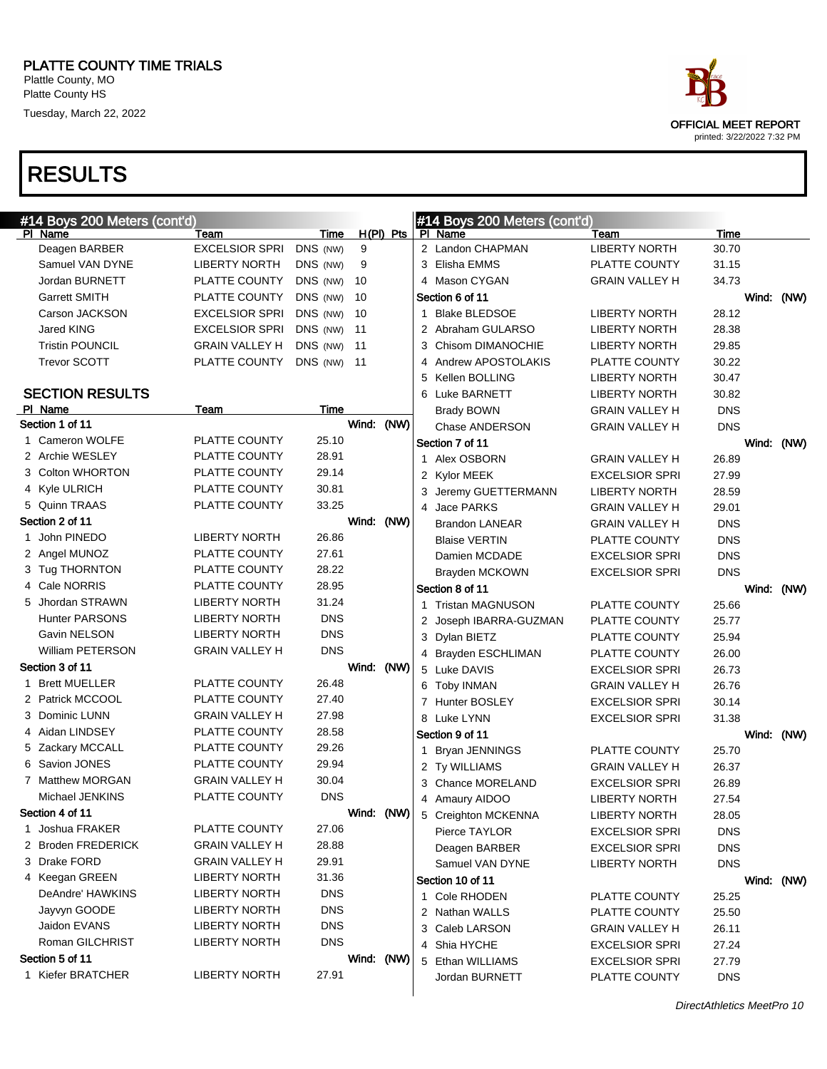# PLATTE COUNTY TIME TRIALS

Plattle County, MO
Platte County HS
Tuesday, March 22, 2022

OFFICIAL MEET REPORT
printed: 3/22/2022 7:32 PM

# RESULTS

## #14 Boys 200 Meters (cont'd)

| Pl | Name | Team | Time | H(Pl) | Pts |
|---|---|---|---|---|---|
| | Deagen BARBER | EXCELSIOR SPRI | DNS (NW) | 9 | |
| | Samuel VAN DYNE | LIBERTY NORTH | DNS (NW) | 9 | |
| | Jordan BURNETT | PLATTE COUNTY | DNS (NW) | 10 | |
| | Garrett SMITH | PLATTE COUNTY | DNS (NW) | 10 | |
| | Carson JACKSON | EXCELSIOR SPRI | DNS (NW) | 10 | |
| | Jared KING | EXCELSIOR SPRI | DNS (NW) | 11 | |
| | Tristin POUNCIL | GRAIN VALLEY H | DNS (NW) | 11 | |
| | Trevor SCOTT | PLATTE COUNTY | DNS (NW) | 11 | |

### SECTION RESULTS

| Pl | Name | Team | Time |
|---|---|---|---|
| **Section 1 of 11** | | | **Wind: (NW)** |
| 1 | Cameron WOLFE | PLATTE COUNTY | 25.10 |
| 2 | Archie WESLEY | PLATTE COUNTY | 28.91 |
| 3 | Colton WHORTON | PLATTE COUNTY | 29.14 |
| 4 | Kyle ULRICH | PLATTE COUNTY | 30.81 |
| 5 | Quinn TRAAS | PLATTE COUNTY | 33.25 |
| **Section 2 of 11** | | | **Wind: (NW)** |
| 1 | John PINEDO | LIBERTY NORTH | 26.86 |
| 2 | Angel MUNOZ | PLATTE COUNTY | 27.61 |
| 3 | Tug THORNTON | PLATTE COUNTY | 28.22 |
| 4 | Cale NORRIS | PLATTE COUNTY | 28.95 |
| 5 | Jhordan STRAWN | LIBERTY NORTH | 31.24 |
| | Hunter PARSONS | LIBERTY NORTH | DNS |
| | Gavin NELSON | LIBERTY NORTH | DNS |
| | William PETERSON | GRAIN VALLEY H | DNS |
| **Section 3 of 11** | | | **Wind: (NW)** |
| 1 | Brett MUELLER | PLATTE COUNTY | 26.48 |
| 2 | Patrick MCCOOL | PLATTE COUNTY | 27.40 |
| 3 | Dominic LUNN | GRAIN VALLEY H | 27.98 |
| 4 | Aidan LINDSEY | PLATTE COUNTY | 28.58 |
| 5 | Zackary MCCALL | PLATTE COUNTY | 29.26 |
| 6 | Savion JONES | PLATTE COUNTY | 29.94 |
| 7 | Matthew MORGAN | GRAIN VALLEY H | 30.04 |
| | Michael JENKINS | PLATTE COUNTY | DNS |
| **Section 4 of 11** | | | **Wind: (NW)** |
| 1 | Joshua FRAKER | PLATTE COUNTY | 27.06 |
| 2 | Broden FREDERICK | GRAIN VALLEY H | 28.88 |
| 3 | Drake FORD | GRAIN VALLEY H | 29.91 |
| 4 | Keegan GREEN | LIBERTY NORTH | 31.36 |
| | DeAndre' HAWKINS | LIBERTY NORTH | DNS |
| | Jayvyn GOODE | LIBERTY NORTH | DNS |
| | Jaidon EVANS | LIBERTY NORTH | DNS |
| | Roman GILCHRIST | LIBERTY NORTH | DNS |
| **Section 5 of 11** | | | **Wind: (NW)** |
| 1 | Kiefer BRATCHER | LIBERTY NORTH | 27.91 |
| 2 | Landon CHAPMAN | LIBERTY NORTH | 30.70 |
| 3 | Elisha EMMS | PLATTE COUNTY | 31.15 |
| 4 | Mason CYGAN | GRAIN VALLEY H | 34.73 |
| **Section 6 of 11** | | | **Wind: (NW)** |
| 1 | Blake BLEDSOE | LIBERTY NORTH | 28.12 |
| 2 | Abraham GULARSO | LIBERTY NORTH | 28.38 |
| 3 | Chisom DIMANOCHIE | LIBERTY NORTH | 29.85 |
| 4 | Andrew APOSTOLAKIS | PLATTE COUNTY | 30.22 |
| 5 | Kellen BOLLING | LIBERTY NORTH | 30.47 |
| 6 | Luke BARNETT | LIBERTY NORTH | 30.82 |
| | Brady BOWN | GRAIN VALLEY H | DNS |
| | Chase ANDERSON | GRAIN VALLEY H | DNS |
| **Section 7 of 11** | | | **Wind: (NW)** |
| 1 | Alex OSBORN | GRAIN VALLEY H | 26.89 |
| 2 | Kylor MEEK | EXCELSIOR SPRI | 27.99 |
| 3 | Jeremy GUETTERMANN | LIBERTY NORTH | 28.59 |
| 4 | Jace PARKS | GRAIN VALLEY H | 29.01 |
| | Brandon LANEAR | GRAIN VALLEY H | DNS |
| | Blaise VERTIN | PLATTE COUNTY | DNS |
| | Damien MCDADE | EXCELSIOR SPRI | DNS |
| | Brayden MCKOWN | EXCELSIOR SPRI | DNS |
| **Section 8 of 11** | | | **Wind: (NW)** |
| 1 | Tristan MAGNUSON | PLATTE COUNTY | 25.66 |
| 2 | Joseph IBARRA-GUZMAN | PLATTE COUNTY | 25.77 |
| 3 | Dylan BIETZ | PLATTE COUNTY | 25.94 |
| 4 | Brayden ESCHLIMAN | PLATTE COUNTY | 26.00 |
| 5 | Luke DAVIS | EXCELSIOR SPRI | 26.73 |
| 6 | Toby INMAN | GRAIN VALLEY H | 26.76 |
| 7 | Hunter BOSLEY | EXCELSIOR SPRI | 30.14 |
| 8 | Luke LYNN | EXCELSIOR SPRI | 31.38 |
| **Section 9 of 11** | | | **Wind: (NW)** |
| 1 | Bryan JENNINGS | PLATTE COUNTY | 25.70 |
| 2 | Ty WILLIAMS | GRAIN VALLEY H | 26.37 |
| 3 | Chance MORELAND | EXCELSIOR SPRI | 26.89 |
| 4 | Amaury AIDOO | LIBERTY NORTH | 27.54 |
| 5 | Creighton MCKENNA | LIBERTY NORTH | 28.05 |
| | Pierce TAYLOR | EXCELSIOR SPRI | DNS |
| | Deagen BARBER | EXCELSIOR SPRI | DNS |
| | Samuel VAN DYNE | LIBERTY NORTH | DNS |
| **Section 10 of 11** | | | **Wind: (NW)** |
| 1 | Cole RHODEN | PLATTE COUNTY | 25.25 |
| 2 | Nathan WALLS | PLATTE COUNTY | 25.50 |
| 3 | Caleb LARSON | GRAIN VALLEY H | 26.11 |
| 4 | Shia HYCHE | EXCELSIOR SPRI | 27.24 |
| 5 | Ethan WILLIAMS | EXCELSIOR SPRI | 27.79 |
| | Jordan BURNETT | PLATTE COUNTY | DNS |

*DirectAthletics MeetPro 10*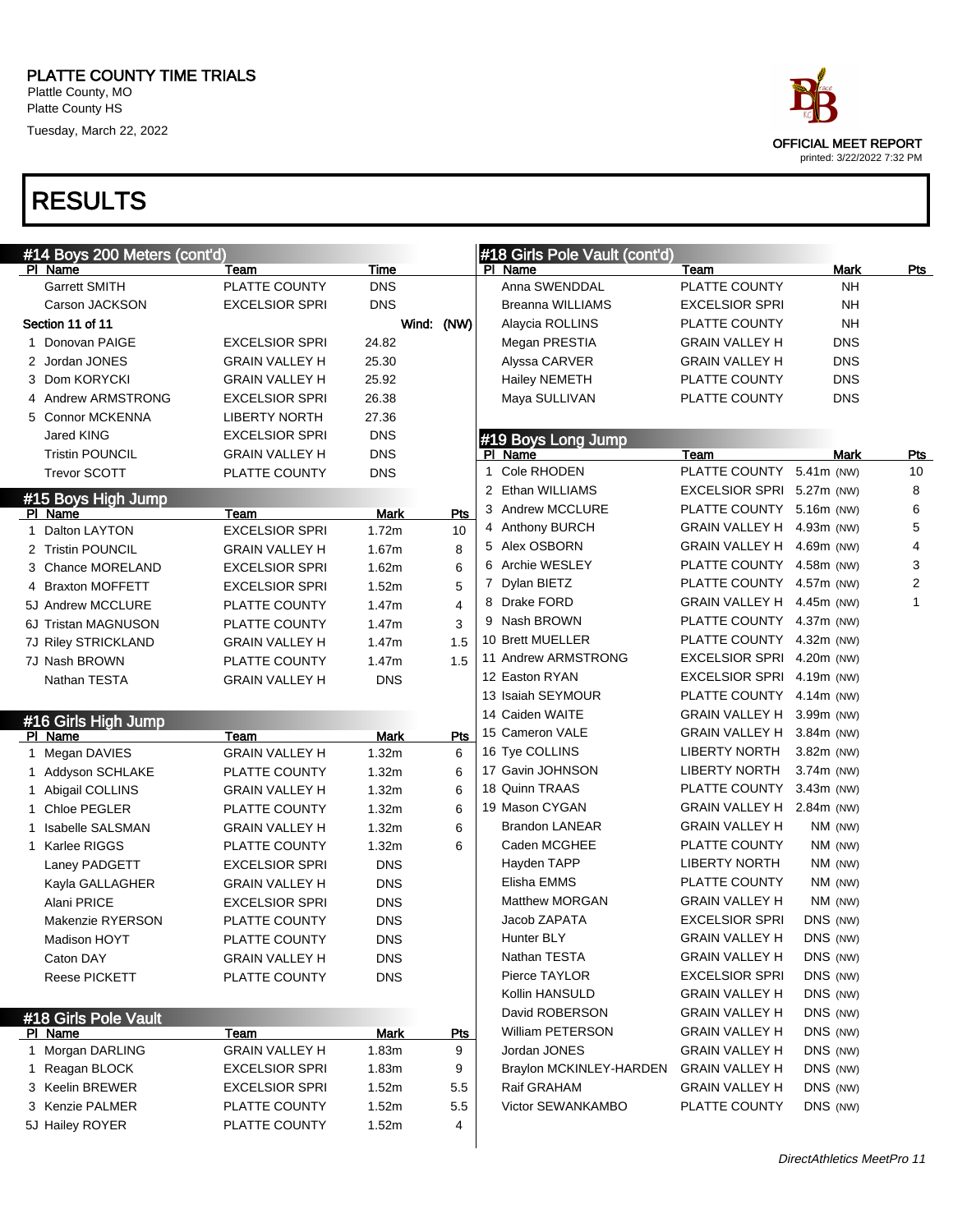PLATTE COUNTY TIME TRIALS
Plattle County, MO
Platte County HS
Tuesday, March 22, 2022

OFFICIAL MEET REPORT
printed: 3/22/2022 7:32 PM

# RESULTS

## #14 Boys 200 Meters (cont'd)

| Pl | Name | Team | Time |
|---|---|---|---|
| | Garrett SMITH | PLATTE COUNTY | DNS |
| | Carson JACKSON | EXCELSIOR SPRI | DNS |

Section 11 of 11 — Wind: (NW)

| Pl | Name | Team | Time |
|---|---|---|---|
| 1 | Donovan PAIGE | EXCELSIOR SPRI | 24.82 |
| 2 | Jordan JONES | GRAIN VALLEY H | 25.30 |
| 3 | Dom KORYCKI | GRAIN VALLEY H | 25.92 |
| 4 | Andrew ARMSTRONG | EXCELSIOR SPRI | 26.38 |
| 5 | Connor MCKENNA | LIBERTY NORTH | 27.36 |
| | Jared KING | EXCELSIOR SPRI | DNS |
| | Tristin POUNCIL | GRAIN VALLEY H | DNS |
| | Trevor SCOTT | PLATTE COUNTY | DNS |

## #15 Boys High Jump

| Pl | Name | Team | Mark | Pts |
|---|---|---|---|---|
| 1 | Dalton LAYTON | EXCELSIOR SPRI | 1.72m | 10 |
| 2 | Tristin POUNCIL | GRAIN VALLEY H | 1.67m | 8 |
| 3 | Chance MORELAND | EXCELSIOR SPRI | 1.62m | 6 |
| 4 | Braxton MOFFETT | EXCELSIOR SPRI | 1.52m | 5 |
| 5J | Andrew MCCLURE | PLATTE COUNTY | 1.47m | 4 |
| 6J | Tristan MAGNUSON | PLATTE COUNTY | 1.47m | 3 |
| 7J | Riley STRICKLAND | GRAIN VALLEY H | 1.47m | 1.5 |
| 7J | Nash BROWN | PLATTE COUNTY | 1.47m | 1.5 |
| | Nathan TESTA | GRAIN VALLEY H | DNS | |

## #16 Girls High Jump

| Pl | Name | Team | Mark | Pts |
|---|---|---|---|---|
| 1 | Megan DAVIES | GRAIN VALLEY H | 1.32m | 6 |
| 1 | Addyson SCHLAKE | PLATTE COUNTY | 1.32m | 6 |
| 1 | Abigail COLLINS | GRAIN VALLEY H | 1.32m | 6 |
| 1 | Chloe PEGLER | PLATTE COUNTY | 1.32m | 6 |
| 1 | Isabelle SALSMAN | GRAIN VALLEY H | 1.32m | 6 |
| 1 | Karlee RIGGS | PLATTE COUNTY | 1.32m | 6 |
| | Laney PADGETT | EXCELSIOR SPRI | DNS | |
| | Kayla GALLAGHER | GRAIN VALLEY H | DNS | |
| | Alani PRICE | EXCELSIOR SPRI | DNS | |
| | Makenzie RYERSON | PLATTE COUNTY | DNS | |
| | Madison HOYT | PLATTE COUNTY | DNS | |
| | Caton DAY | GRAIN VALLEY H | DNS | |
| | Reese PICKETT | PLATTE COUNTY | DNS | |

## #18 Girls Pole Vault

| Pl | Name | Team | Mark | Pts |
|---|---|---|---|---|
| 1 | Morgan DARLING | GRAIN VALLEY H | 1.83m | 9 |
| 1 | Reagan BLOCK | EXCELSIOR SPRI | 1.83m | 9 |
| 3 | Keelin BREWER | EXCELSIOR SPRI | 1.52m | 5.5 |
| 3 | Kenzie PALMER | PLATTE COUNTY | 1.52m | 5.5 |
| 5J | Hailey ROYER | PLATTE COUNTY | 1.52m | 4 |
| | Anna SWENDDAL | PLATTE COUNTY | NH | |
| | Breanna WILLIAMS | EXCELSIOR SPRI | NH | |
| | Alaycia ROLLINS | PLATTE COUNTY | NH | |
| | Megan PRESTIA | GRAIN VALLEY H | DNS | |
| | Alyssa CARVER | GRAIN VALLEY H | DNS | |
| | Hailey NEMETH | PLATTE COUNTY | DNS | |
| | Maya SULLIVAN | PLATTE COUNTY | DNS | |

## #19 Boys Long Jump

| Pl | Name | Team | Mark | Pts |
|---|---|---|---|---|
| 1 | Cole RHODEN | PLATTE COUNTY | 5.41m (NW) | 10 |
| 2 | Ethan WILLIAMS | EXCELSIOR SPRI | 5.27m (NW) | 8 |
| 3 | Andrew MCCLURE | PLATTE COUNTY | 5.16m (NW) | 6 |
| 4 | Anthony BURCH | GRAIN VALLEY H | 4.93m (NW) | 5 |
| 5 | Alex OSBORN | GRAIN VALLEY H | 4.69m (NW) | 4 |
| 6 | Archie WESLEY | PLATTE COUNTY | 4.58m (NW) | 3 |
| 7 | Dylan BIETZ | PLATTE COUNTY | 4.57m (NW) | 2 |
| 8 | Drake FORD | GRAIN VALLEY H | 4.45m (NW) | 1 |
| 9 | Nash BROWN | PLATTE COUNTY | 4.37m (NW) | |
| 10 | Brett MUELLER | PLATTE COUNTY | 4.32m (NW) | |
| 11 | Andrew ARMSTRONG | EXCELSIOR SPRI | 4.20m (NW) | |
| 12 | Easton RYAN | EXCELSIOR SPRI | 4.19m (NW) | |
| 13 | Isaiah SEYMOUR | PLATTE COUNTY | 4.14m (NW) | |
| 14 | Caiden WAITE | GRAIN VALLEY H | 3.99m (NW) | |
| 15 | Cameron VALE | GRAIN VALLEY H | 3.84m (NW) | |
| 16 | Tye COLLINS | LIBERTY NORTH | 3.82m (NW) | |
| 17 | Gavin JOHNSON | LIBERTY NORTH | 3.74m (NW) | |
| 18 | Quinn TRAAS | PLATTE COUNTY | 3.43m (NW) | |
| 19 | Mason CYGAN | GRAIN VALLEY H | 2.84m (NW) | |
| | Brandon LANEAR | GRAIN VALLEY H | NM (NW) | |
| | Caden MCGHEE | PLATTE COUNTY | NM (NW) | |
| | Hayden TAPP | LIBERTY NORTH | NM (NW) | |
| | Elisha EMMS | PLATTE COUNTY | NM (NW) | |
| | Matthew MORGAN | GRAIN VALLEY H | NM (NW) | |
| | Jacob ZAPATA | EXCELSIOR SPRI | DNS (NW) | |
| | Hunter BLY | GRAIN VALLEY H | DNS (NW) | |
| | Nathan TESTA | GRAIN VALLEY H | DNS (NW) | |
| | Pierce TAYLOR | EXCELSIOR SPRI | DNS (NW) | |
| | Kollin HANSULD | GRAIN VALLEY H | DNS (NW) | |
| | David ROBERSON | GRAIN VALLEY H | DNS (NW) | |
| | William PETERSON | GRAIN VALLEY H | DNS (NW) | |
| | Jordan JONES | GRAIN VALLEY H | DNS (NW) | |
| | Braylon MCKINLEY-HARDEN | GRAIN VALLEY H | DNS (NW) | |
| | Raif GRAHAM | GRAIN VALLEY H | DNS (NW) | |
| | Victor SEWANKAMBO | PLATTE COUNTY | DNS (NW) | |

*DirectAthletics MeetPro 11*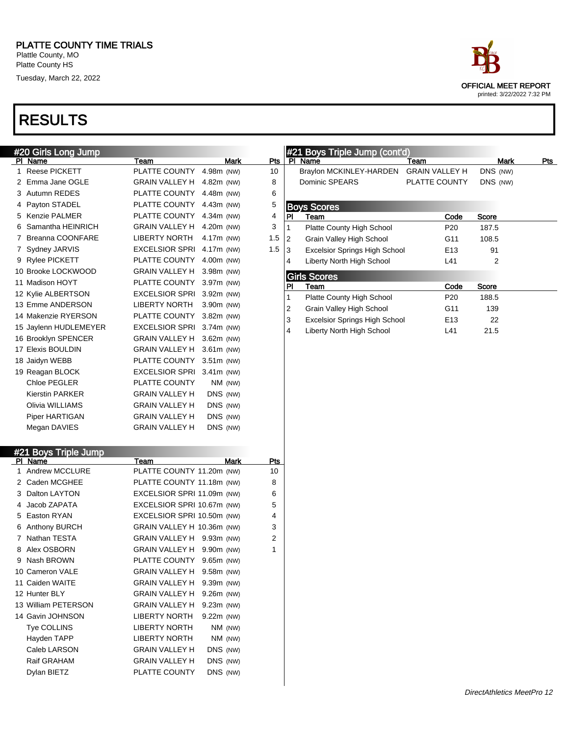# PLATTE COUNTY TIME TRIALS

Plattle County, MO
Platte County HS
Tuesday, March 22, 2022

OFFICIAL MEET REPORT
printed: 3/22/2022 7:32 PM

# RESULTS

## #20 Girls Long Jump

| Pl | Name | Team | Mark | Pts |
|---|---|---|---|---|
| 1 | Reese PICKETT | PLATTE COUNTY | 4.98m (NW) | 10 |
| 2 | Emma Jane OGLE | GRAIN VALLEY H | 4.82m (NW) | 8 |
| 3 | Autumn REDES | PLATTE COUNTY | 4.48m (NW) | 6 |
| 4 | Payton STADEL | PLATTE COUNTY | 4.43m (NW) | 5 |
| 5 | Kenzie PALMER | PLATTE COUNTY | 4.34m (NW) | 4 |
| 6 | Samantha HEINRICH | GRAIN VALLEY H | 4.20m (NW) | 3 |
| 7 | Breanna COONFARE | LIBERTY NORTH | 4.17m (NW) | 1.5 |
| 7 | Sydney JARVIS | EXCELSIOR SPRI | 4.17m (NW) | 1.5 |
| 9 | Rylee PICKETT | PLATTE COUNTY | 4.00m (NW) | |
| 10 | Brooke LOCKWOOD | GRAIN VALLEY H | 3.98m (NW) | |
| 11 | Madison HOYT | PLATTE COUNTY | 3.97m (NW) | |
| 12 | Kylie ALBERTSON | EXCELSIOR SPRI | 3.92m (NW) | |
| 13 | Emme ANDERSON | LIBERTY NORTH | 3.90m (NW) | |
| 14 | Makenzie RYERSON | PLATTE COUNTY | 3.82m (NW) | |
| 15 | Jaylenn HUDLEMEYER | EXCELSIOR SPRI | 3.74m (NW) | |
| 16 | Brooklyn SPENCER | GRAIN VALLEY H | 3.62m (NW) | |
| 17 | Elexis BOULDIN | GRAIN VALLEY H | 3.61m (NW) | |
| 18 | Jaidyn WEBB | PLATTE COUNTY | 3.51m (NW) | |
| 19 | Reagan BLOCK | EXCELSIOR SPRI | 3.41m (NW) | |
| | Chloe PEGLER | PLATTE COUNTY | NM (NW) | |
| | Kierstin PARKER | GRAIN VALLEY H | DNS (NW) | |
| | Olivia WILLIAMS | GRAIN VALLEY H | DNS (NW) | |
| | Piper HARTIGAN | GRAIN VALLEY H | DNS (NW) | |
| | Megan DAVIES | GRAIN VALLEY H | DNS (NW) | |

## #21 Boys Triple Jump

| Pl | Name | Team | Mark | Pts |
|---|---|---|---|---|
| 1 | Andrew MCCLURE | PLATTE COUNTY | 11.20m (NW) | 10 |
| 2 | Caden MCGHEE | PLATTE COUNTY | 11.18m (NW) | 8 |
| 3 | Dalton LAYTON | EXCELSIOR SPRI | 11.09m (NW) | 6 |
| 4 | Jacob ZAPATA | EXCELSIOR SPRI | 10.67m (NW) | 5 |
| 5 | Easton RYAN | EXCELSIOR SPRI | 10.50m (NW) | 4 |
| 6 | Anthony BURCH | GRAIN VALLEY H | 10.36m (NW) | 3 |
| 7 | Nathan TESTA | GRAIN VALLEY H | 9.93m (NW) | 2 |
| 8 | Alex OSBORN | GRAIN VALLEY H | 9.90m (NW) | 1 |
| 9 | Nash BROWN | PLATTE COUNTY | 9.65m (NW) | |
| 10 | Cameron VALE | GRAIN VALLEY H | 9.58m (NW) | |
| 11 | Caiden WAITE | GRAIN VALLEY H | 9.39m (NW) | |
| 12 | Hunter BLY | GRAIN VALLEY H | 9.26m (NW) | |
| 13 | William PETERSON | GRAIN VALLEY H | 9.23m (NW) | |
| 14 | Gavin JOHNSON | LIBERTY NORTH | 9.22m (NW) | |
| | Tye COLLINS | LIBERTY NORTH | NM (NW) | |
| | Hayden TAPP | LIBERTY NORTH | NM (NW) | |
| | Caleb LARSON | GRAIN VALLEY H | DNS (NW) | |
| | Raif GRAHAM | GRAIN VALLEY H | DNS (NW) | |
| | Dylan BIETZ | PLATTE COUNTY | DNS (NW) | |
| | Braylon MCKINLEY-HARDEN | GRAIN VALLEY H | DNS (NW) | |
| | Dominic SPEARS | PLATTE COUNTY | DNS (NW) | |

## Boys Scores

| Pl | Team | Code | Score |
|---|---|---|---|
| 1 | Platte County High School | P20 | 187.5 |
| 2 | Grain Valley High School | G11 | 108.5 |
| 3 | Excelsior Springs High School | E13 | 91 |
| 4 | Liberty North High School | L41 | 2 |

## Girls Scores

| Pl | Team | Code | Score |
|---|---|---|---|
| 1 | Platte County High School | P20 | 188.5 |
| 2 | Grain Valley High School | G11 | 139 |
| 3 | Excelsior Springs High School | E13 | 22 |
| 4 | Liberty North High School | L41 | 21.5 |

*DirectAthletics MeetPro 12*